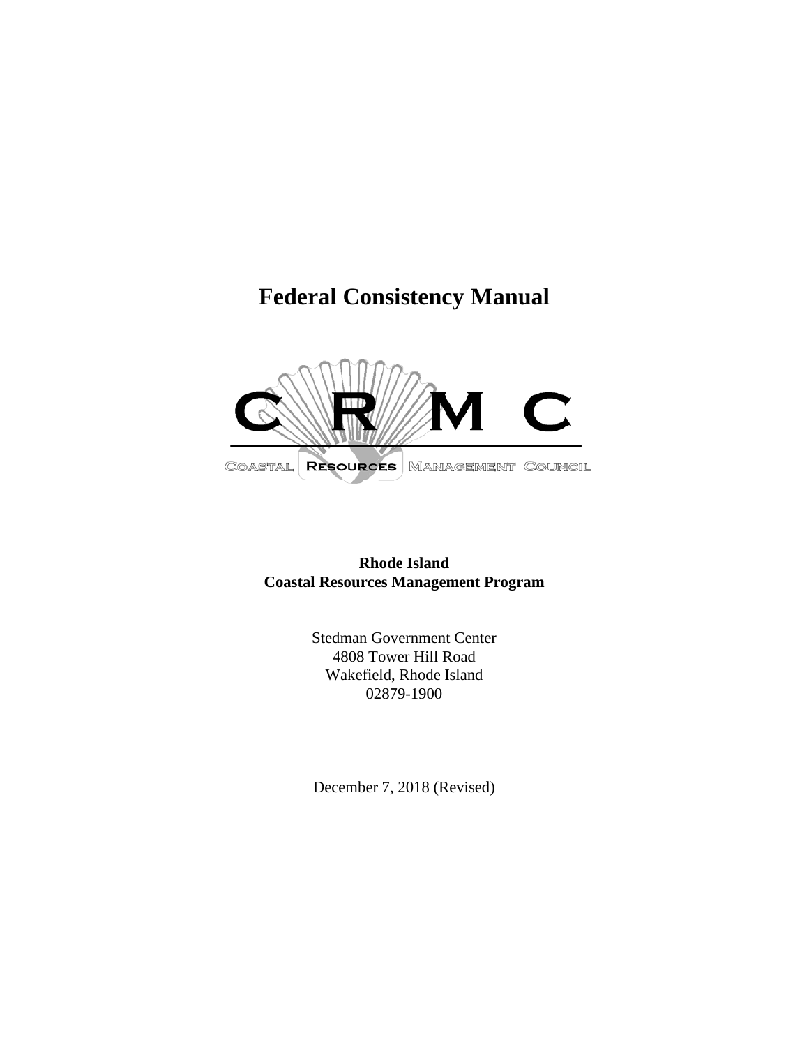# Federal Consistency Manual

CRMC

COASTAL RESOURCES MANAGEMENT COUNCIL

**Rhode Island**
**Coastal Resources Management Program**

Stedman Government Center
4808 Tower Hill Road
Wakefield, Rhode Island
02879-1900

December 7, 2018 (Revised)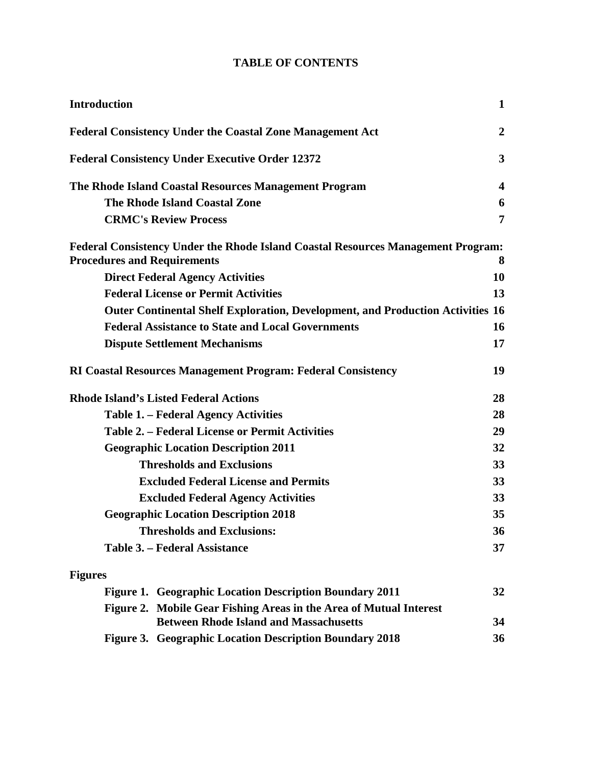# TABLE OF CONTENTS

| | |
|---|---|
| **Introduction** | **1** |
| **Federal Consistency Under the Coastal Zone Management Act** | **2** |
| **Federal Consistency Under Executive Order 12372** | **3** |
| **The Rhode Island Coastal Resources Management Program** | **4** |
| &nbsp;&nbsp;&nbsp;&nbsp;**The Rhode Island Coastal Zone** | **6** |
| &nbsp;&nbsp;&nbsp;&nbsp;**CRMC's Review Process** | **7** |
| **Federal Consistency Under the Rhode Island Coastal Resources Management Program: Procedures and Requirements** | **8** |
| &nbsp;&nbsp;&nbsp;&nbsp;**Direct Federal Agency Activities** | **10** |
| &nbsp;&nbsp;&nbsp;&nbsp;**Federal License or Permit Activities** | **13** |
| &nbsp;&nbsp;&nbsp;&nbsp;**Outer Continental Shelf Exploration, Development, and Production Activities** | **16** |
| &nbsp;&nbsp;&nbsp;&nbsp;**Federal Assistance to State and Local Governments** | **16** |
| &nbsp;&nbsp;&nbsp;&nbsp;**Dispute Settlement Mechanisms** | **17** |
| **RI Coastal Resources Management Program: Federal Consistency** | **19** |
| **Rhode Island's Listed Federal Actions** | **28** |
| &nbsp;&nbsp;&nbsp;&nbsp;**Table 1. – Federal Agency Activities** | **28** |
| &nbsp;&nbsp;&nbsp;&nbsp;**Table 2. – Federal License or Permit Activities** | **29** |
| &nbsp;&nbsp;&nbsp;&nbsp;**Geographic Location Description 2011** | **32** |
| &nbsp;&nbsp;&nbsp;&nbsp;&nbsp;&nbsp;&nbsp;&nbsp;**Thresholds and Exclusions** | **33** |
| &nbsp;&nbsp;&nbsp;&nbsp;&nbsp;&nbsp;&nbsp;&nbsp;**Excluded Federal License and Permits** | **33** |
| &nbsp;&nbsp;&nbsp;&nbsp;&nbsp;&nbsp;&nbsp;&nbsp;**Excluded Federal Agency Activities** | **33** |
| &nbsp;&nbsp;&nbsp;&nbsp;**Geographic Location Description 2018** | **35** |
| &nbsp;&nbsp;&nbsp;&nbsp;&nbsp;&nbsp;&nbsp;&nbsp;**Thresholds and Exclusions:** | **36** |
| &nbsp;&nbsp;&nbsp;&nbsp;**Table 3. – Federal Assistance** | **37** |

**Figures**

| | |
|---|---|
| **Figure 1. Geographic Location Description Boundary 2011** | **32** |
| **Figure 2. Mobile Gear Fishing Areas in the Area of Mutual Interest Between Rhode Island and Massachusetts** | **34** |
| **Figure 3. Geographic Location Description Boundary 2018** | **36** |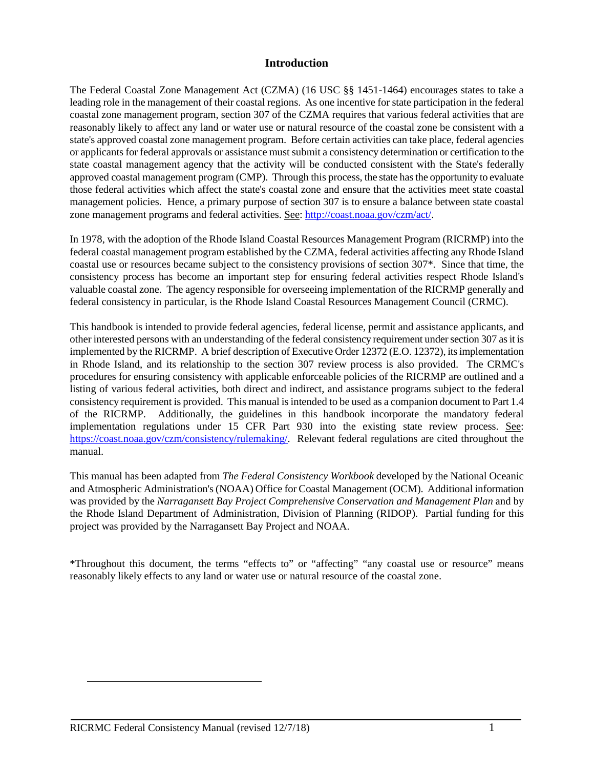# Introduction

The Federal Coastal Zone Management Act (CZMA) (16 USC §§ 1451-1464) encourages states to take a leading role in the management of their coastal regions. As one incentive for state participation in the federal coastal zone management program, section 307 of the CZMA requires that various federal activities that are reasonably likely to affect any land or water use or natural resource of the coastal zone be consistent with a state's approved coastal zone management program. Before certain activities can take place, federal agencies or applicants for federal approvals or assistance must submit a consistency determination or certification to the state coastal management agency that the activity will be conducted consistent with the State's federally approved coastal management program (CMP). Through this process, the state has the opportunity to evaluate those federal activities which affect the state's coastal zone and ensure that the activities meet state coastal management policies. Hence, a primary purpose of section 307 is to ensure a balance between state coastal zone management programs and federal activities. See: http://coast.noaa.gov/czm/act/.

In 1978, with the adoption of the Rhode Island Coastal Resources Management Program (RICRMP) into the federal coastal management program established by the CZMA, federal activities affecting any Rhode Island coastal use or resources became subject to the consistency provisions of section 307*. Since that time, the consistency process has become an important step for ensuring federal activities respect Rhode Island's valuable coastal zone. The agency responsible for overseeing implementation of the RICRMP generally and federal consistency in particular, is the Rhode Island Coastal Resources Management Council (CRMC).

This handbook is intended to provide federal agencies, federal license, permit and assistance applicants, and other interested persons with an understanding of the federal consistency requirement under section 307 as it is implemented by the RICRMP. A brief description of Executive Order 12372 (E.O. 12372), its implementation in Rhode Island, and its relationship to the section 307 review process is also provided. The CRMC's procedures for ensuring consistency with applicable enforceable policies of the RICRMP are outlined and a listing of various federal activities, both direct and indirect, and assistance programs subject to the federal consistency requirement is provided. This manual is intended to be used as a companion document to Part 1.4 of the RICRMP. Additionally, the guidelines in this handbook incorporate the mandatory federal implementation regulations under 15 CFR Part 930 into the existing state review process. See: https://coast.noaa.gov/czm/consistency/rulemaking/. Relevant federal regulations are cited throughout the manual.

This manual has been adapted from *The Federal Consistency Workbook* developed by the National Oceanic and Atmospheric Administration's (NOAA) Office for Coastal Management (OCM). Additional information was provided by the *Narragansett Bay Project Comprehensive Conservation and Management Plan* and by the Rhode Island Department of Administration, Division of Planning (RIDOP). Partial funding for this project was provided by the Narragansett Bay Project and NOAA.

*Throughout this document, the terms "effects to" or "affecting" "any coastal use or resource" means reasonably likely effects to any land or water use or natural resource of the coastal zone.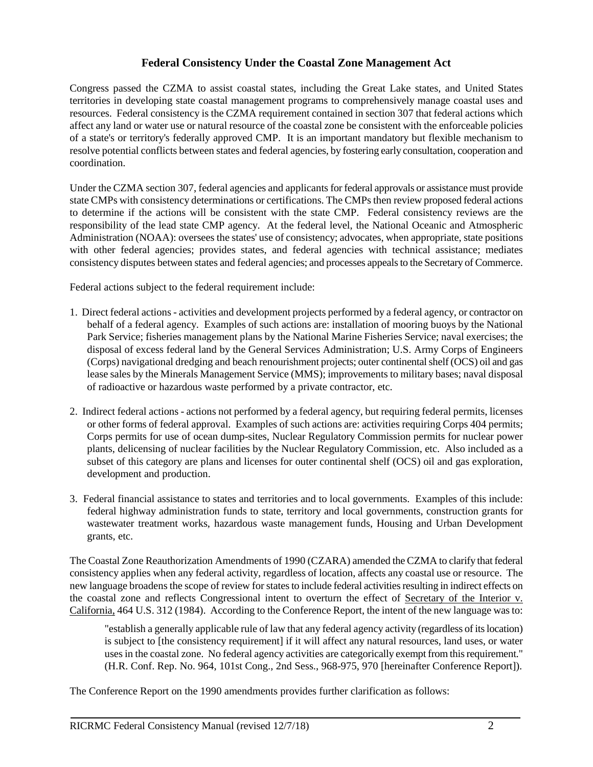## Federal Consistency Under the Coastal Zone Management Act

Congress passed the CZMA to assist coastal states, including the Great Lake states, and United States territories in developing state coastal management programs to comprehensively manage coastal uses and resources. Federal consistency is the CZMA requirement contained in section 307 that federal actions which affect any land or water use or natural resource of the coastal zone be consistent with the enforceable policies of a state's or territory's federally approved CMP. It is an important mandatory but flexible mechanism to resolve potential conflicts between states and federal agencies, by fostering early consultation, cooperation and coordination.

Under the CZMA section 307, federal agencies and applicants for federal approvals or assistance must provide state CMPs with consistency determinations or certifications. The CMPs then review proposed federal actions to determine if the actions will be consistent with the state CMP. Federal consistency reviews are the responsibility of the lead state CMP agency. At the federal level, the National Oceanic and Atmospheric Administration (NOAA): oversees the states' use of consistency; advocates, when appropriate, state positions with other federal agencies; provides states, and federal agencies with technical assistance; mediates consistency disputes between states and federal agencies; and processes appeals to the Secretary of Commerce.

Federal actions subject to the federal requirement include:

1. Direct federal actions - activities and development projects performed by a federal agency, or contractor on behalf of a federal agency. Examples of such actions are: installation of mooring buoys by the National Park Service; fisheries management plans by the National Marine Fisheries Service; naval exercises; the disposal of excess federal land by the General Services Administration; U.S. Army Corps of Engineers (Corps) navigational dredging and beach renourishment projects; outer continental shelf (OCS) oil and gas lease sales by the Minerals Management Service (MMS); improvements to military bases; naval disposal of radioactive or hazardous waste performed by a private contractor, etc.

2. Indirect federal actions - actions not performed by a federal agency, but requiring federal permits, licenses or other forms of federal approval. Examples of such actions are: activities requiring Corps 404 permits; Corps permits for use of ocean dump-sites, Nuclear Regulatory Commission permits for nuclear power plants, delicensing of nuclear facilities by the Nuclear Regulatory Commission, etc. Also included as a subset of this category are plans and licenses for outer continental shelf (OCS) oil and gas exploration, development and production.

3. Federal financial assistance to states and territories and to local governments. Examples of this include: federal highway administration funds to state, territory and local governments, construction grants for wastewater treatment works, hazardous waste management funds, Housing and Urban Development grants, etc.

The Coastal Zone Reauthorization Amendments of 1990 (CZARA) amended the CZMA to clarify that federal consistency applies when any federal activity, regardless of location, affects any coastal use or resource. The new language broadens the scope of review for states to include federal activities resulting in indirect effects on the coastal zone and reflects Congressional intent to overturn the effect of Secretary of the Interior v. California, 464 U.S. 312 (1984). According to the Conference Report, the intent of the new language was to:

> "establish a generally applicable rule of law that any federal agency activity (regardless of its location) is subject to [the consistency requirement] if it will affect any natural resources, land uses, or water uses in the coastal zone. No federal agency activities are categorically exempt from this requirement." (H.R. Conf. Rep. No. 964, 101st Cong., 2nd Sess., 968-975, 970 [hereinafter Conference Report]).

The Conference Report on the 1990 amendments provides further clarification as follows: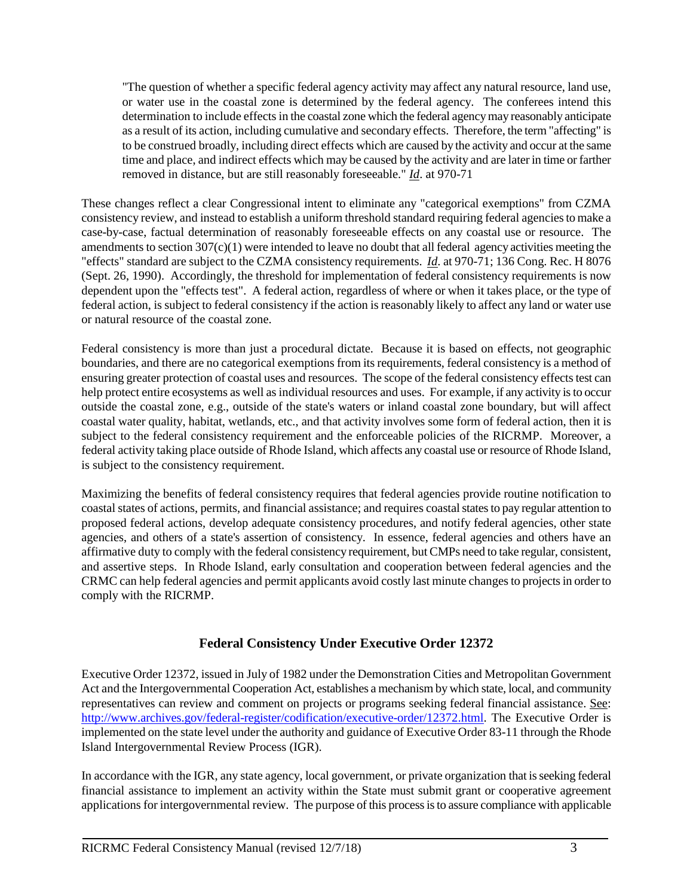> "The question of whether a specific federal agency activity may affect any natural resource, land use, or water use in the coastal zone is determined by the federal agency. The conferees intend this determination to include effects in the coastal zone which the federal agency may reasonably anticipate as a result of its action, including cumulative and secondary effects. Therefore, the term "affecting" is to be construed broadly, including direct effects which are caused by the activity and occur at the same time and place, and indirect effects which may be caused by the activity and are later in time or farther removed in distance, but are still reasonably foreseeable." *Id*. at 970-71

These changes reflect a clear Congressional intent to eliminate any "categorical exemptions" from CZMA consistency review, and instead to establish a uniform threshold standard requiring federal agencies to make a case-by-case, factual determination of reasonably foreseeable effects on any coastal use or resource. The amendments to section 307(c)(1) were intended to leave no doubt that all federal agency activities meeting the "effects" standard are subject to the CZMA consistency requirements. *Id*. at 970-71; 136 Cong. Rec. H 8076 (Sept. 26, 1990). Accordingly, the threshold for implementation of federal consistency requirements is now dependent upon the "effects test". A federal action, regardless of where or when it takes place, or the type of federal action, is subject to federal consistency if the action is reasonably likely to affect any land or water use or natural resource of the coastal zone.

Federal consistency is more than just a procedural dictate. Because it is based on effects, not geographic boundaries, and there are no categorical exemptions from its requirements, federal consistency is a method of ensuring greater protection of coastal uses and resources. The scope of the federal consistency effects test can help protect entire ecosystems as well as individual resources and uses. For example, if any activity is to occur outside the coastal zone, e.g., outside of the state's waters or inland coastal zone boundary, but will affect coastal water quality, habitat, wetlands, etc., and that activity involves some form of federal action, then it is subject to the federal consistency requirement and the enforceable policies of the RICRMP. Moreover, a federal activity taking place outside of Rhode Island, which affects any coastal use or resource of Rhode Island, is subject to the consistency requirement.

Maximizing the benefits of federal consistency requires that federal agencies provide routine notification to coastal states of actions, permits, and financial assistance; and requires coastal states to pay regular attention to proposed federal actions, develop adequate consistency procedures, and notify federal agencies, other state agencies, and others of a state's assertion of consistency. In essence, federal agencies and others have an affirmative duty to comply with the federal consistency requirement, but CMPs need to take regular, consistent, and assertive steps. In Rhode Island, early consultation and cooperation between federal agencies and the CRMC can help federal agencies and permit applicants avoid costly last minute changes to projects in order to comply with the RICRMP.

## Federal Consistency Under Executive Order 12372

Executive Order 12372, issued in July of 1982 under the Demonstration Cities and Metropolitan Government Act and the Intergovernmental Cooperation Act, establishes a mechanism by which state, local, and community representatives can review and comment on projects or programs seeking federal financial assistance. See: http://www.archives.gov/federal-register/codification/executive-order/12372.html. The Executive Order is implemented on the state level under the authority and guidance of Executive Order 83-11 through the Rhode Island Intergovernmental Review Process (IGR).

In accordance with the IGR, any state agency, local government, or private organization that is seeking federal financial assistance to implement an activity within the State must submit grant or cooperative agreement applications for intergovernmental review. The purpose of this process is to assure compliance with applicable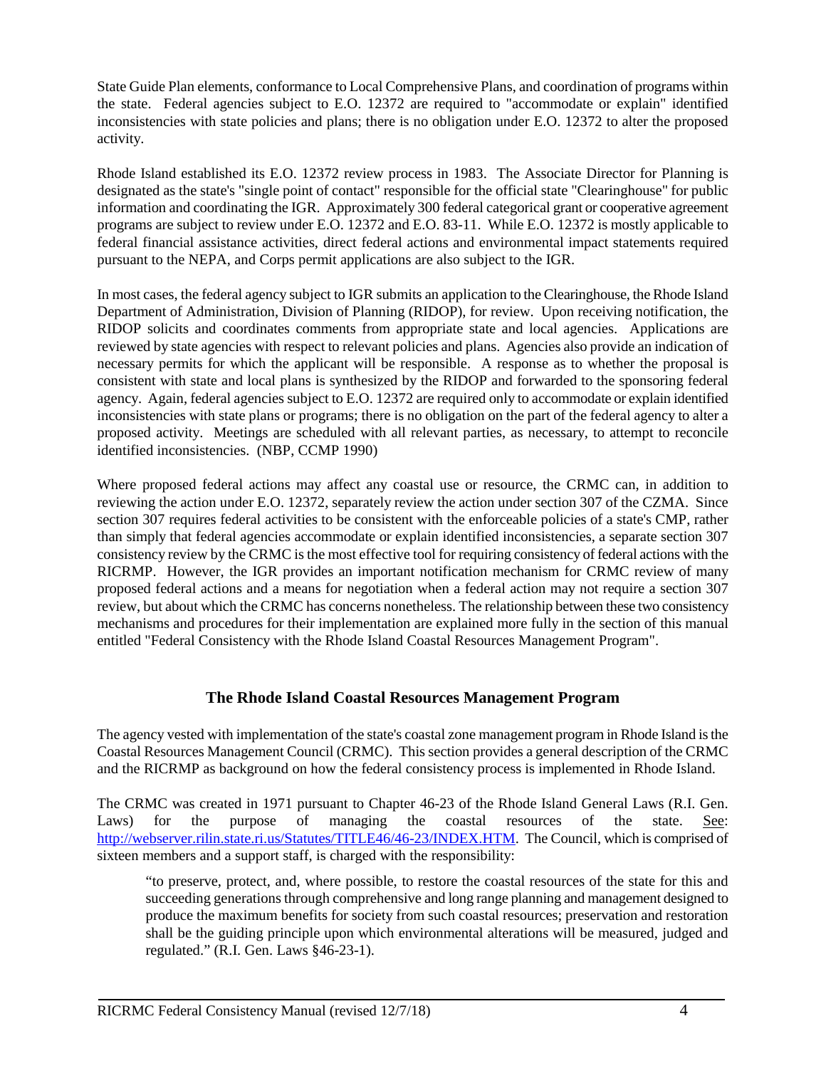State Guide Plan elements, conformance to Local Comprehensive Plans, and coordination of programs within the state. Federal agencies subject to E.O. 12372 are required to "accommodate or explain" identified inconsistencies with state policies and plans; there is no obligation under E.O. 12372 to alter the proposed activity.

Rhode Island established its E.O. 12372 review process in 1983. The Associate Director for Planning is designated as the state's "single point of contact" responsible for the official state "Clearinghouse" for public information and coordinating the IGR. Approximately 300 federal categorical grant or cooperative agreement programs are subject to review under E.O. 12372 and E.O. 83-11. While E.O. 12372 is mostly applicable to federal financial assistance activities, direct federal actions and environmental impact statements required pursuant to the NEPA, and Corps permit applications are also subject to the IGR.

In most cases, the federal agency subject to IGR submits an application to the Clearinghouse, the Rhode Island Department of Administration, Division of Planning (RIDOP), for review. Upon receiving notification, the RIDOP solicits and coordinates comments from appropriate state and local agencies. Applications are reviewed by state agencies with respect to relevant policies and plans. Agencies also provide an indication of necessary permits for which the applicant will be responsible. A response as to whether the proposal is consistent with state and local plans is synthesized by the RIDOP and forwarded to the sponsoring federal agency. Again, federal agencies subject to E.O. 12372 are required only to accommodate or explain identified inconsistencies with state plans or programs; there is no obligation on the part of the federal agency to alter a proposed activity. Meetings are scheduled with all relevant parties, as necessary, to attempt to reconcile identified inconsistencies. (NBP, CCMP 1990)

Where proposed federal actions may affect any coastal use or resource, the CRMC can, in addition to reviewing the action under E.O. 12372, separately review the action under section 307 of the CZMA. Since section 307 requires federal activities to be consistent with the enforceable policies of a state's CMP, rather than simply that federal agencies accommodate or explain identified inconsistencies, a separate section 307 consistency review by the CRMC is the most effective tool for requiring consistency of federal actions with the RICRMP. However, the IGR provides an important notification mechanism for CRMC review of many proposed federal actions and a means for negotiation when a federal action may not require a section 307 review, but about which the CRMC has concerns nonetheless. The relationship between these two consistency mechanisms and procedures for their implementation are explained more fully in the section of this manual entitled "Federal Consistency with the Rhode Island Coastal Resources Management Program".

## The Rhode Island Coastal Resources Management Program

The agency vested with implementation of the state's coastal zone management program in Rhode Island is the Coastal Resources Management Council (CRMC). This section provides a general description of the CRMC and the RICRMP as background on how the federal consistency process is implemented in Rhode Island.

The CRMC was created in 1971 pursuant to Chapter 46-23 of the Rhode Island General Laws (R.I. Gen. Laws) for the purpose of managing the coastal resources of the state. See: http://webserver.rilin.state.ri.us/Statutes/TITLE46/46-23/INDEX.HTM. The Council, which is comprised of sixteen members and a support staff, is charged with the responsibility:

> "to preserve, protect, and, where possible, to restore the coastal resources of the state for this and succeeding generations through comprehensive and long range planning and management designed to produce the maximum benefits for society from such coastal resources; preservation and restoration shall be the guiding principle upon which environmental alterations will be measured, judged and regulated." (R.I. Gen. Laws §46-23-1).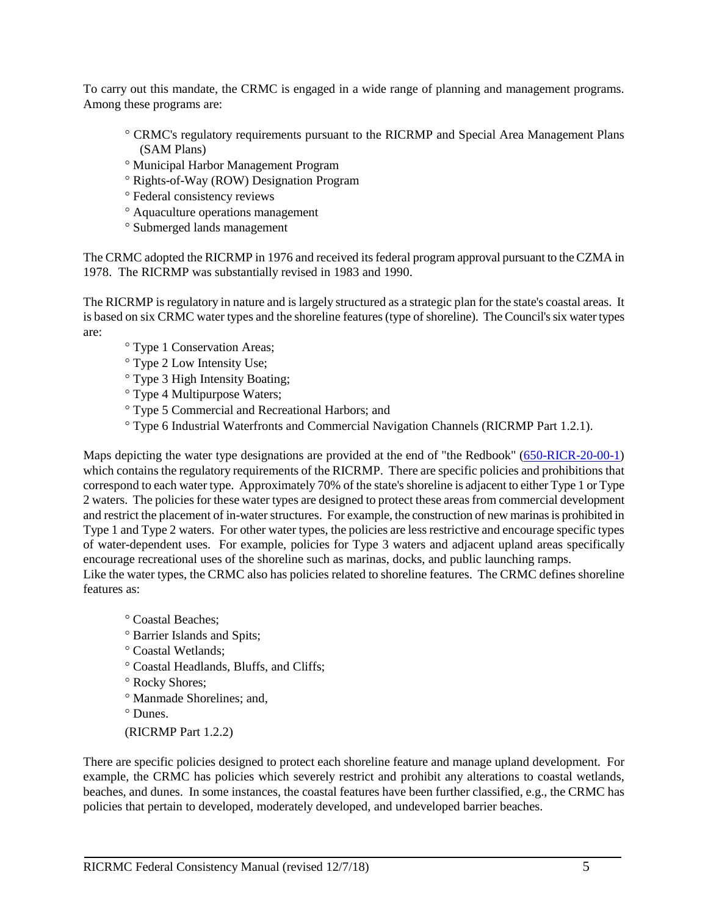To carry out this mandate, the CRMC is engaged in a wide range of planning and management programs. Among these programs are:

- CRMC's regulatory requirements pursuant to the RICRMP and Special Area Management Plans (SAM Plans)
- Municipal Harbor Management Program
- Rights-of-Way (ROW) Designation Program
- Federal consistency reviews
- Aquaculture operations management
- Submerged lands management

The CRMC adopted the RICRMP in 1976 and received its federal program approval pursuant to the CZMA in 1978. The RICRMP was substantially revised in 1983 and 1990.

The RICRMP is regulatory in nature and is largely structured as a strategic plan for the state's coastal areas. It is based on six CRMC water types and the shoreline features (type of shoreline). The Council's six water types are:

- Type 1 Conservation Areas;
- Type 2 Low Intensity Use;
- Type 3 High Intensity Boating;
- Type 4 Multipurpose Waters;
- Type 5 Commercial and Recreational Harbors; and
- Type 6 Industrial Waterfronts and Commercial Navigation Channels (RICRMP Part 1.2.1).

Maps depicting the water type designations are provided at the end of "the Redbook" (650-RICR-20-00-1) which contains the regulatory requirements of the RICRMP. There are specific policies and prohibitions that correspond to each water type. Approximately 70% of the state's shoreline is adjacent to either Type 1 or Type 2 waters. The policies for these water types are designed to protect these areas from commercial development and restrict the placement of in-water structures. For example, the construction of new marinas is prohibited in Type 1 and Type 2 waters. For other water types, the policies are less restrictive and encourage specific types of water-dependent uses. For example, policies for Type 3 waters and adjacent upland areas specifically encourage recreational uses of the shoreline such as marinas, docks, and public launching ramps.
Like the water types, the CRMC also has policies related to shoreline features. The CRMC defines shoreline features as:

- Coastal Beaches;
- Barrier Islands and Spits;
- Coastal Wetlands;
- Coastal Headlands, Bluffs, and Cliffs;
- Rocky Shores;
- Manmade Shorelines; and,
- Dunes.

(RICRMP Part 1.2.2)

There are specific policies designed to protect each shoreline feature and manage upland development. For example, the CRMC has policies which severely restrict and prohibit any alterations to coastal wetlands, beaches, and dunes. In some instances, the coastal features have been further classified, e.g., the CRMC has policies that pertain to developed, moderately developed, and undeveloped barrier beaches.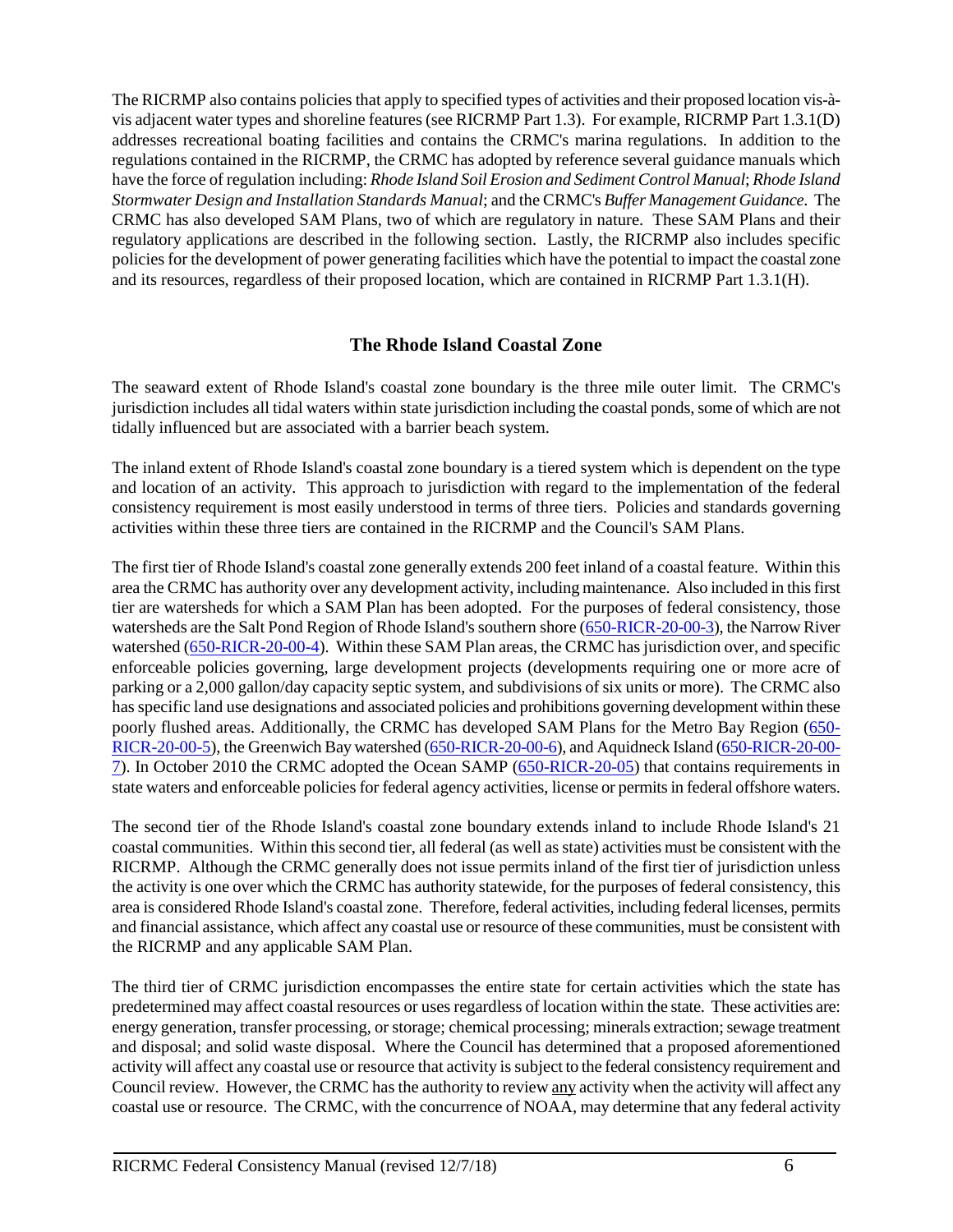The RICRMP also contains policies that apply to specified types of activities and their proposed location vis-à-vis adjacent water types and shoreline features (see RICRMP Part 1.3). For example, RICRMP Part 1.3.1(D) addresses recreational boating facilities and contains the CRMC's marina regulations. In addition to the regulations contained in the RICRMP, the CRMC has adopted by reference several guidance manuals which have the force of regulation including: *Rhode Island Soil Erosion and Sediment Control Manual*; *Rhode Island Stormwater Design and Installation Standards Manual*; and the CRMC's *Buffer Management Guidance*. The CRMC has also developed SAM Plans, two of which are regulatory in nature. These SAM Plans and their regulatory applications are described in the following section. Lastly, the RICRMP also includes specific policies for the development of power generating facilities which have the potential to impact the coastal zone and its resources, regardless of their proposed location, which are contained in RICRMP Part 1.3.1(H).

## The Rhode Island Coastal Zone

The seaward extent of Rhode Island's coastal zone boundary is the three mile outer limit. The CRMC's jurisdiction includes all tidal waters within state jurisdiction including the coastal ponds, some of which are not tidally influenced but are associated with a barrier beach system.

The inland extent of Rhode Island's coastal zone boundary is a tiered system which is dependent on the type and location of an activity. This approach to jurisdiction with regard to the implementation of the federal consistency requirement is most easily understood in terms of three tiers. Policies and standards governing activities within these three tiers are contained in the RICRMP and the Council's SAM Plans.

The first tier of Rhode Island's coastal zone generally extends 200 feet inland of a coastal feature. Within this area the CRMC has authority over any development activity, including maintenance. Also included in this first tier are watersheds for which a SAM Plan has been adopted. For the purposes of federal consistency, those watersheds are the Salt Pond Region of Rhode Island's southern shore (650-RICR-20-00-3), the Narrow River watershed (650-RICR-20-00-4). Within these SAM Plan areas, the CRMC has jurisdiction over, and specific enforceable policies governing, large development projects (developments requiring one or more acre of parking or a 2,000 gallon/day capacity septic system, and subdivisions of six units or more). The CRMC also has specific land use designations and associated policies and prohibitions governing development within these poorly flushed areas. Additionally, the CRMC has developed SAM Plans for the Metro Bay Region (650-RICR-20-00-5), the Greenwich Bay watershed (650-RICR-20-00-6), and Aquidneck Island (650-RICR-20-00-7). In October 2010 the CRMC adopted the Ocean SAMP (650-RICR-20-05) that contains requirements in state waters and enforceable policies for federal agency activities, license or permits in federal offshore waters.

The second tier of the Rhode Island's coastal zone boundary extends inland to include Rhode Island's 21 coastal communities. Within this second tier, all federal (as well as state) activities must be consistent with the RICRMP. Although the CRMC generally does not issue permits inland of the first tier of jurisdiction unless the activity is one over which the CRMC has authority statewide, for the purposes of federal consistency, this area is considered Rhode Island's coastal zone. Therefore, federal activities, including federal licenses, permits and financial assistance, which affect any coastal use or resource of these communities, must be consistent with the RICRMP and any applicable SAM Plan.

The third tier of CRMC jurisdiction encompasses the entire state for certain activities which the state has predetermined may affect coastal resources or uses regardless of location within the state. These activities are: energy generation, transfer processing, or storage; chemical processing; minerals extraction; sewage treatment and disposal; and solid waste disposal. Where the Council has determined that a proposed aforementioned activity will affect any coastal use or resource that activity is subject to the federal consistency requirement and Council review. However, the CRMC has the authority to review <u>any</u> activity when the activity will affect any coastal use or resource. The CRMC, with the concurrence of NOAA, may determine that any federal activity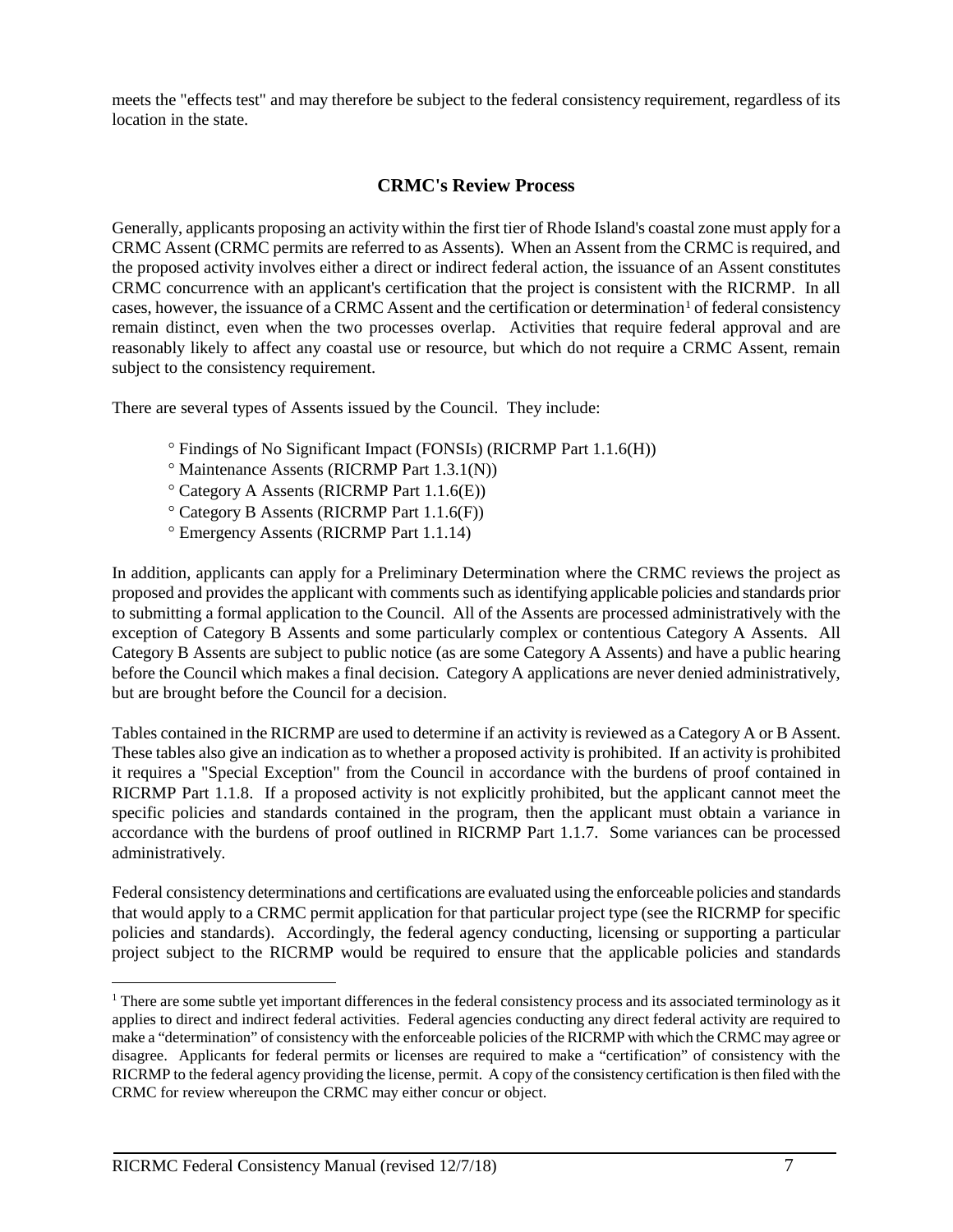meets the "effects test" and may therefore be subject to the federal consistency requirement, regardless of its location in the state.

## CRMC's Review Process

Generally, applicants proposing an activity within the first tier of Rhode Island's coastal zone must apply for a CRMC Assent (CRMC permits are referred to as Assents). When an Assent from the CRMC is required, and the proposed activity involves either a direct or indirect federal action, the issuance of an Assent constitutes CRMC concurrence with an applicant's certification that the project is consistent with the RICRMP. In all cases, however, the issuance of a CRMC Assent and the certification or determination[1] of federal consistency remain distinct, even when the two processes overlap. Activities that require federal approval and are reasonably likely to affect any coastal use or resource, but which do not require a CRMC Assent, remain subject to the consistency requirement.

There are several types of Assents issued by the Council. They include:

- Findings of No Significant Impact (FONSIs) (RICRMP Part 1.1.6(H))
- Maintenance Assents (RICRMP Part 1.3.1(N))
- Category A Assents (RICRMP Part 1.1.6(E))
- Category B Assents (RICRMP Part 1.1.6(F))
- Emergency Assents (RICRMP Part 1.1.14)

In addition, applicants can apply for a Preliminary Determination where the CRMC reviews the project as proposed and provides the applicant with comments such as identifying applicable policies and standards prior to submitting a formal application to the Council. All of the Assents are processed administratively with the exception of Category B Assents and some particularly complex or contentious Category A Assents. All Category B Assents are subject to public notice (as are some Category A Assents) and have a public hearing before the Council which makes a final decision. Category A applications are never denied administratively, but are brought before the Council for a decision.

Tables contained in the RICRMP are used to determine if an activity is reviewed as a Category A or B Assent. These tables also give an indication as to whether a proposed activity is prohibited. If an activity is prohibited it requires a "Special Exception" from the Council in accordance with the burdens of proof contained in RICRMP Part 1.1.8. If a proposed activity is not explicitly prohibited, but the applicant cannot meet the specific policies and standards contained in the program, then the applicant must obtain a variance in accordance with the burdens of proof outlined in RICRMP Part 1.1.7. Some variances can be processed administratively.

Federal consistency determinations and certifications are evaluated using the enforceable policies and standards that would apply to a CRMC permit application for that particular project type (see the RICRMP for specific policies and standards). Accordingly, the federal agency conducting, licensing or supporting a particular project subject to the RICRMP would be required to ensure that the applicable policies and standards

---

[1] There are some subtle yet important differences in the federal consistency process and its associated terminology as it applies to direct and indirect federal activities. Federal agencies conducting any direct federal activity are required to make a "determination" of consistency with the enforceable policies of the RICRMP with which the CRMC may agree or disagree. Applicants for federal permits or licenses are required to make a "certification" of consistency with the RICRMP to the federal agency providing the license, permit. A copy of the consistency certification is then filed with the CRMC for review whereupon the CRMC may either concur or object.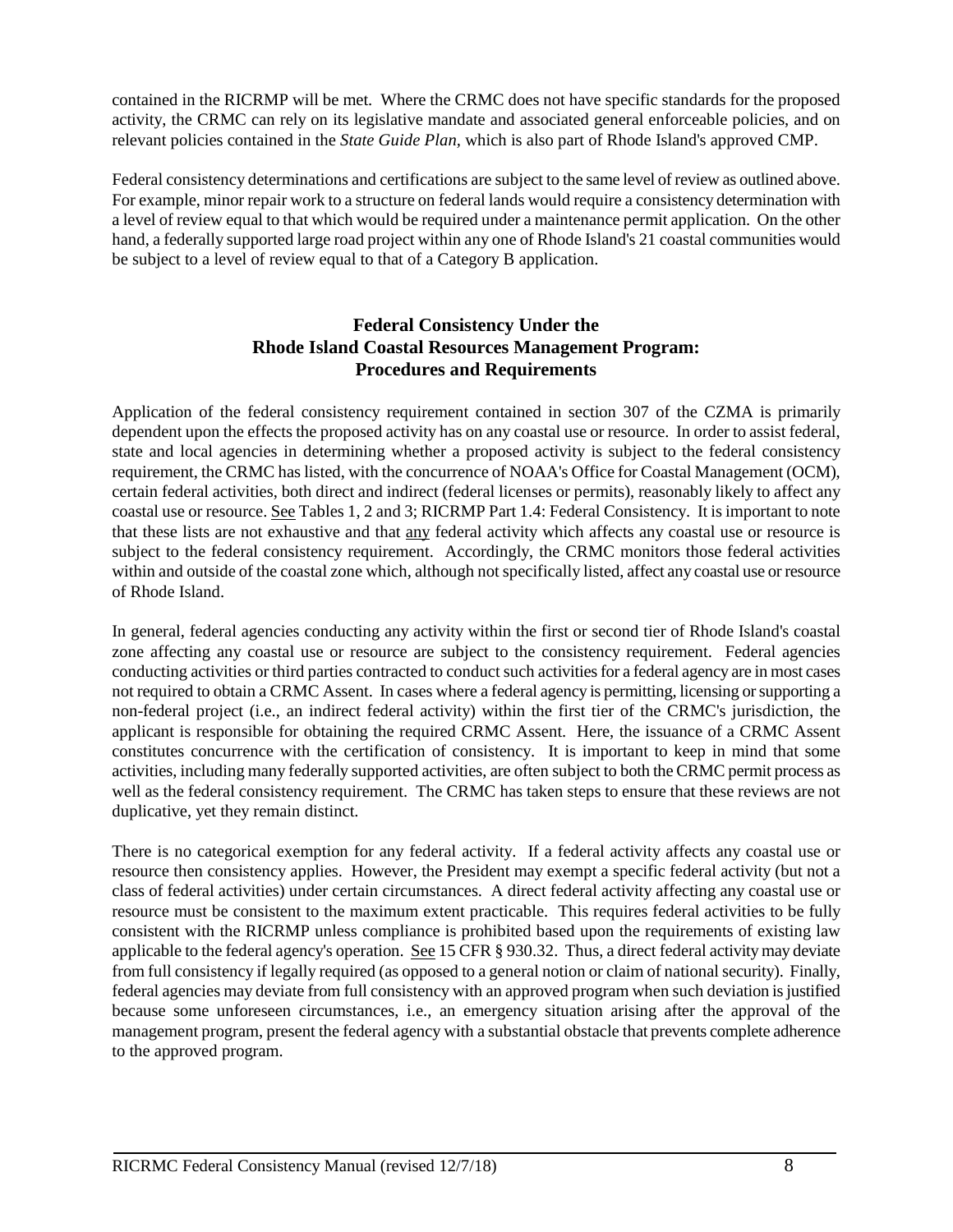contained in the RICRMP will be met. Where the CRMC does not have specific standards for the proposed activity, the CRMC can rely on its legislative mandate and associated general enforceable policies, and on relevant policies contained in the *State Guide Plan*, which is also part of Rhode Island's approved CMP.

Federal consistency determinations and certifications are subject to the same level of review as outlined above. For example, minor repair work to a structure on federal lands would require a consistency determination with a level of review equal to that which would be required under a maintenance permit application. On the other hand, a federally supported large road project within any one of Rhode Island's 21 coastal communities would be subject to a level of review equal to that of a Category B application.

## Federal Consistency Under the Rhode Island Coastal Resources Management Program: Procedures and Requirements

Application of the federal consistency requirement contained in section 307 of the CZMA is primarily dependent upon the effects the proposed activity has on any coastal use or resource. In order to assist federal, state and local agencies in determining whether a proposed activity is subject to the federal consistency requirement, the CRMC has listed, with the concurrence of NOAA's Office for Coastal Management (OCM), certain federal activities, both direct and indirect (federal licenses or permits), reasonably likely to affect any coastal use or resource. See Tables 1, 2 and 3; RICRMP Part 1.4: Federal Consistency. It is important to note that these lists are not exhaustive and that any federal activity which affects any coastal use or resource is subject to the federal consistency requirement. Accordingly, the CRMC monitors those federal activities within and outside of the coastal zone which, although not specifically listed, affect any coastal use or resource of Rhode Island.

In general, federal agencies conducting any activity within the first or second tier of Rhode Island's coastal zone affecting any coastal use or resource are subject to the consistency requirement. Federal agencies conducting activities or third parties contracted to conduct such activities for a federal agency are in most cases not required to obtain a CRMC Assent. In cases where a federal agency is permitting, licensing or supporting a non-federal project (i.e., an indirect federal activity) within the first tier of the CRMC's jurisdiction, the applicant is responsible for obtaining the required CRMC Assent. Here, the issuance of a CRMC Assent constitutes concurrence with the certification of consistency. It is important to keep in mind that some activities, including many federally supported activities, are often subject to both the CRMC permit process as well as the federal consistency requirement. The CRMC has taken steps to ensure that these reviews are not duplicative, yet they remain distinct.

There is no categorical exemption for any federal activity. If a federal activity affects any coastal use or resource then consistency applies. However, the President may exempt a specific federal activity (but not a class of federal activities) under certain circumstances. A direct federal activity affecting any coastal use or resource must be consistent to the maximum extent practicable. This requires federal activities to be fully consistent with the RICRMP unless compliance is prohibited based upon the requirements of existing law applicable to the federal agency's operation. See 15 CFR § 930.32. Thus, a direct federal activity may deviate from full consistency if legally required (as opposed to a general notion or claim of national security). Finally, federal agencies may deviate from full consistency with an approved program when such deviation is justified because some unforeseen circumstances, i.e., an emergency situation arising after the approval of the management program, present the federal agency with a substantial obstacle that prevents complete adherence to the approved program.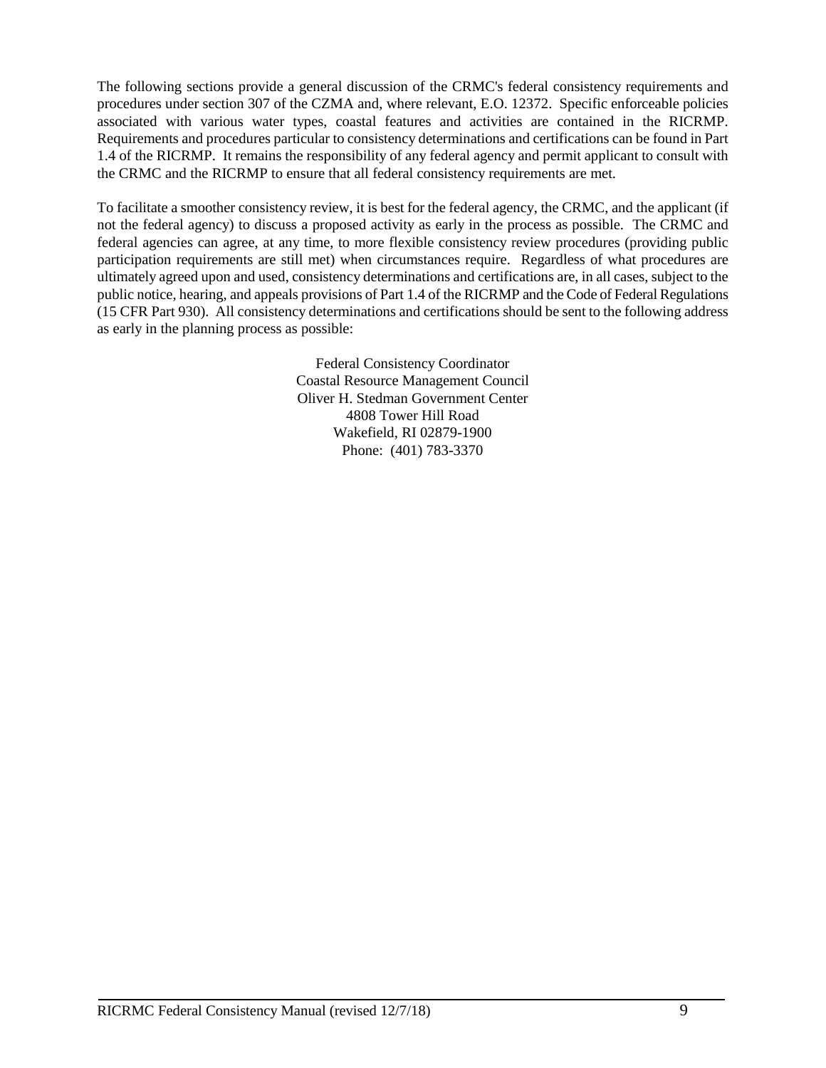The following sections provide a general discussion of the CRMC's federal consistency requirements and procedures under section 307 of the CZMA and, where relevant, E.O. 12372. Specific enforceable policies associated with various water types, coastal features and activities are contained in the RICRMP. Requirements and procedures particular to consistency determinations and certifications can be found in Part 1.4 of the RICRMP. It remains the responsibility of any federal agency and permit applicant to consult with the CRMC and the RICRMP to ensure that all federal consistency requirements are met.

To facilitate a smoother consistency review, it is best for the federal agency, the CRMC, and the applicant (if not the federal agency) to discuss a proposed activity as early in the process as possible. The CRMC and federal agencies can agree, at any time, to more flexible consistency review procedures (providing public participation requirements are still met) when circumstances require. Regardless of what procedures are ultimately agreed upon and used, consistency determinations and certifications are, in all cases, subject to the public notice, hearing, and appeals provisions of Part 1.4 of the RICRMP and the Code of Federal Regulations (15 CFR Part 930). All consistency determinations and certifications should be sent to the following address as early in the planning process as possible:

Federal Consistency Coordinator  
Coastal Resource Management Council  
Oliver H. Stedman Government Center  
4808 Tower Hill Road  
Wakefield, RI 02879-1900  
Phone: (401) 783-3370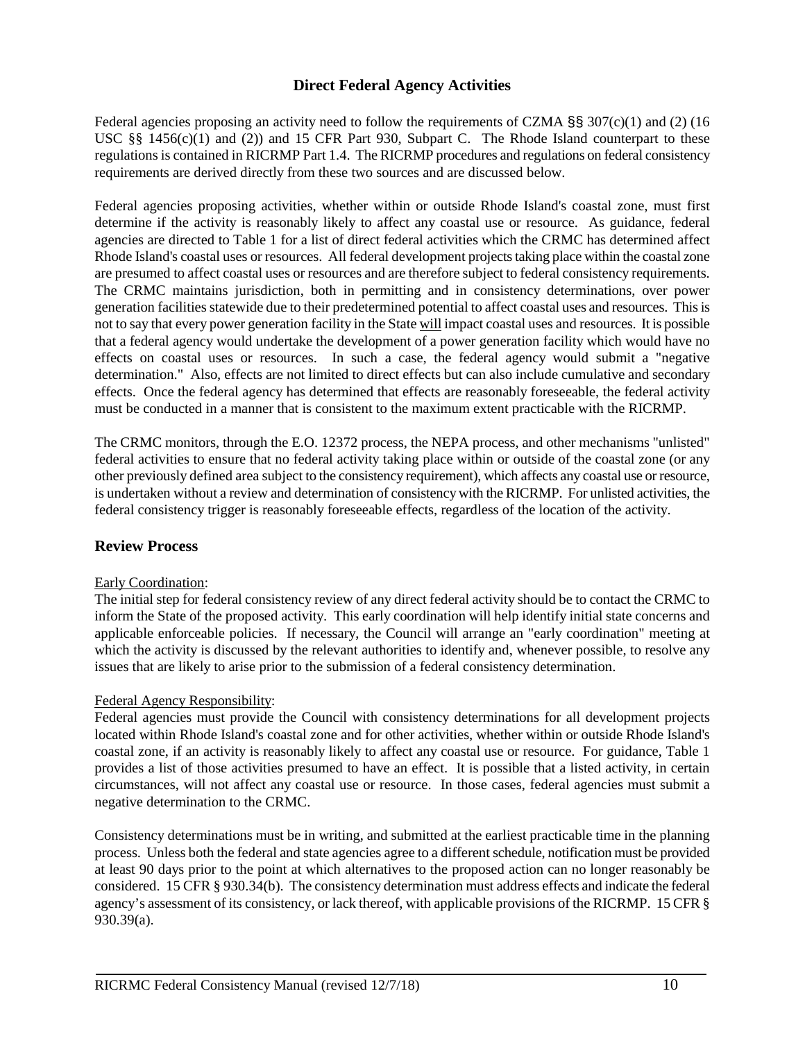## Direct Federal Agency Activities

Federal agencies proposing an activity need to follow the requirements of CZMA §§ 307(c)(1) and (2) (16 USC §§ 1456(c)(1) and (2)) and 15 CFR Part 930, Subpart C. The Rhode Island counterpart to these regulations is contained in RICRMP Part 1.4. The RICRMP procedures and regulations on federal consistency requirements are derived directly from these two sources and are discussed below.

Federal agencies proposing activities, whether within or outside Rhode Island's coastal zone, must first determine if the activity is reasonably likely to affect any coastal use or resource. As guidance, federal agencies are directed to Table 1 for a list of direct federal activities which the CRMC has determined affect Rhode Island's coastal uses or resources. All federal development projects taking place within the coastal zone are presumed to affect coastal uses or resources and are therefore subject to federal consistency requirements. The CRMC maintains jurisdiction, both in permitting and in consistency determinations, over power generation facilities statewide due to their predetermined potential to affect coastal uses and resources. This is not to say that every power generation facility in the State will impact coastal uses and resources. It is possible that a federal agency would undertake the development of a power generation facility which would have no effects on coastal uses or resources. In such a case, the federal agency would submit a "negative determination." Also, effects are not limited to direct effects but can also include cumulative and secondary effects. Once the federal agency has determined that effects are reasonably foreseeable, the federal activity must be conducted in a manner that is consistent to the maximum extent practicable with the RICRMP.

The CRMC monitors, through the E.O. 12372 process, the NEPA process, and other mechanisms "unlisted" federal activities to ensure that no federal activity taking place within or outside of the coastal zone (or any other previously defined area subject to the consistency requirement), which affects any coastal use or resource, is undertaken without a review and determination of consistency with the RICRMP. For unlisted activities, the federal consistency trigger is reasonably foreseeable effects, regardless of the location of the activity.

### Review Process

Early Coordination:
The initial step for federal consistency review of any direct federal activity should be to contact the CRMC to inform the State of the proposed activity. This early coordination will help identify initial state concerns and applicable enforceable policies. If necessary, the Council will arrange an "early coordination" meeting at which the activity is discussed by the relevant authorities to identify and, whenever possible, to resolve any issues that are likely to arise prior to the submission of a federal consistency determination.

Federal Agency Responsibility:
Federal agencies must provide the Council with consistency determinations for all development projects located within Rhode Island's coastal zone and for other activities, whether within or outside Rhode Island's coastal zone, if an activity is reasonably likely to affect any coastal use or resource. For guidance, Table 1 provides a list of those activities presumed to have an effect. It is possible that a listed activity, in certain circumstances, will not affect any coastal use or resource. In those cases, federal agencies must submit a negative determination to the CRMC.

Consistency determinations must be in writing, and submitted at the earliest practicable time in the planning process. Unless both the federal and state agencies agree to a different schedule, notification must be provided at least 90 days prior to the point at which alternatives to the proposed action can no longer reasonably be considered. 15 CFR § 930.34(b). The consistency determination must address effects and indicate the federal agency's assessment of its consistency, or lack thereof, with applicable provisions of the RICRMP. 15 CFR § 930.39(a).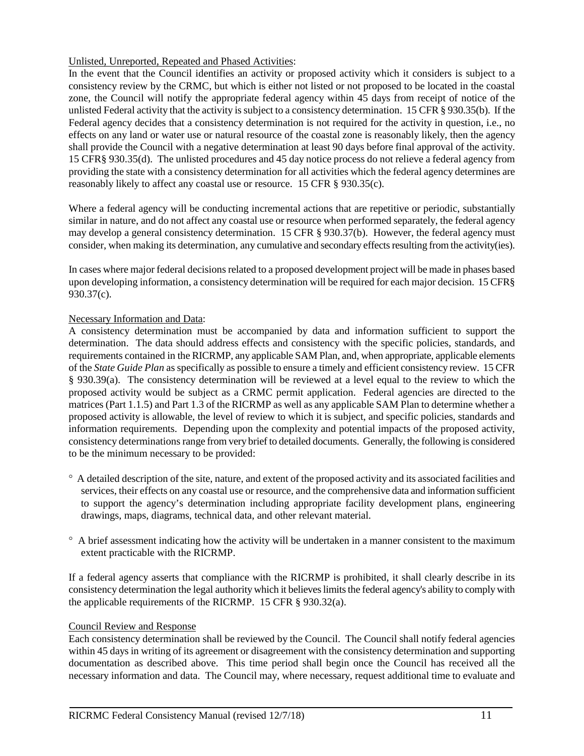Unlisted, Unreported, Repeated and Phased Activities:

In the event that the Council identifies an activity or proposed activity which it considers is subject to a consistency review by the CRMC, but which is either not listed or not proposed to be located in the coastal zone, the Council will notify the appropriate federal agency within 45 days from receipt of notice of the unlisted Federal activity that the activity is subject to a consistency determination. 15 CFR § 930.35(b). If the Federal agency decides that a consistency determination is not required for the activity in question, i.e., no effects on any land or water use or natural resource of the coastal zone is reasonably likely, then the agency shall provide the Council with a negative determination at least 90 days before final approval of the activity. 15 CFR§ 930.35(d). The unlisted procedures and 45 day notice process do not relieve a federal agency from providing the state with a consistency determination for all activities which the federal agency determines are reasonably likely to affect any coastal use or resource. 15 CFR § 930.35(c).

Where a federal agency will be conducting incremental actions that are repetitive or periodic, substantially similar in nature, and do not affect any coastal use or resource when performed separately, the federal agency may develop a general consistency determination. 15 CFR § 930.37(b). However, the federal agency must consider, when making its determination, any cumulative and secondary effects resulting from the activity(ies).

In cases where major federal decisions related to a proposed development project will be made in phases based upon developing information, a consistency determination will be required for each major decision. 15 CFR§ 930.37(c).

Necessary Information and Data:

A consistency determination must be accompanied by data and information sufficient to support the determination. The data should address effects and consistency with the specific policies, standards, and requirements contained in the RICRMP, any applicable SAM Plan, and, when appropriate, applicable elements of the *State Guide Plan* as specifically as possible to ensure a timely and efficient consistency review. 15 CFR § 930.39(a). The consistency determination will be reviewed at a level equal to the review to which the proposed activity would be subject as a CRMC permit application. Federal agencies are directed to the matrices (Part 1.1.5) and Part 1.3 of the RICRMP as well as any applicable SAM Plan to determine whether a proposed activity is allowable, the level of review to which it is subject, and specific policies, standards and information requirements. Depending upon the complexity and potential impacts of the proposed activity, consistency determinations range from very brief to detailed documents. Generally, the following is considered to be the minimum necessary to be provided:

- A detailed description of the site, nature, and extent of the proposed activity and its associated facilities and services, their effects on any coastal use or resource, and the comprehensive data and information sufficient to support the agency's determination including appropriate facility development plans, engineering drawings, maps, diagrams, technical data, and other relevant material.

- A brief assessment indicating how the activity will be undertaken in a manner consistent to the maximum extent practicable with the RICRMP.

If a federal agency asserts that compliance with the RICRMP is prohibited, it shall clearly describe in its consistency determination the legal authority which it believes limits the federal agency's ability to comply with the applicable requirements of the RICRMP. 15 CFR § 930.32(a).

Council Review and Response

Each consistency determination shall be reviewed by the Council. The Council shall notify federal agencies within 45 days in writing of its agreement or disagreement with the consistency determination and supporting documentation as described above. This time period shall begin once the Council has received all the necessary information and data. The Council may, where necessary, request additional time to evaluate and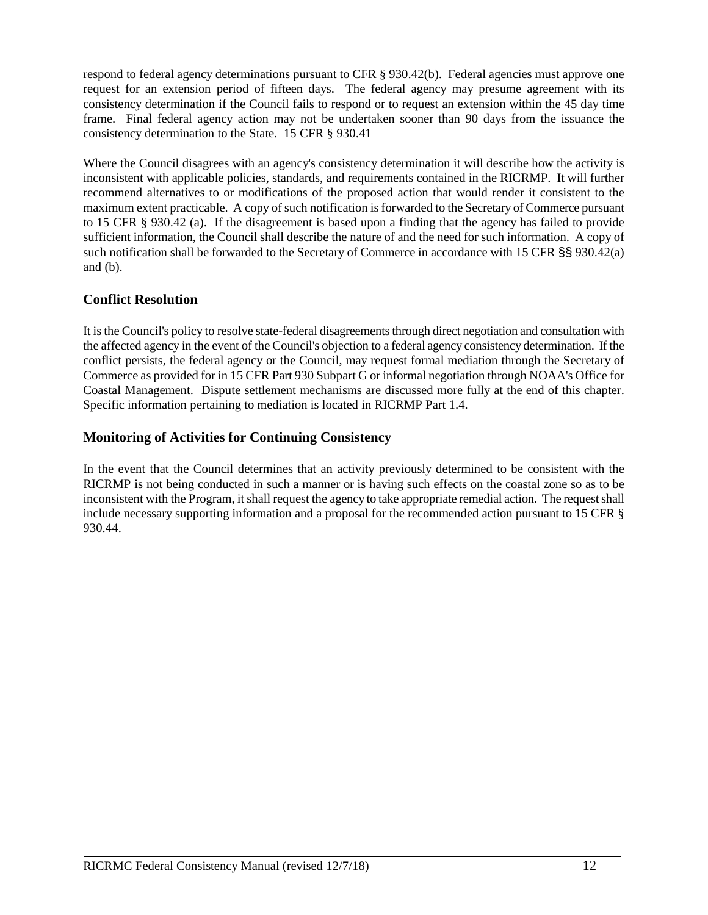respond to federal agency determinations pursuant to CFR § 930.42(b). Federal agencies must approve one request for an extension period of fifteen days. The federal agency may presume agreement with its consistency determination if the Council fails to respond or to request an extension within the 45 day time frame. Final federal agency action may not be undertaken sooner than 90 days from the issuance the consistency determination to the State. 15 CFR § 930.41

Where the Council disagrees with an agency's consistency determination it will describe how the activity is inconsistent with applicable policies, standards, and requirements contained in the RICRMP. It will further recommend alternatives to or modifications of the proposed action that would render it consistent to the maximum extent practicable. A copy of such notification is forwarded to the Secretary of Commerce pursuant to 15 CFR § 930.42 (a). If the disagreement is based upon a finding that the agency has failed to provide sufficient information, the Council shall describe the nature of and the need for such information. A copy of such notification shall be forwarded to the Secretary of Commerce in accordance with 15 CFR §§ 930.42(a) and (b).

## Conflict Resolution

It is the Council's policy to resolve state-federal disagreements through direct negotiation and consultation with the affected agency in the event of the Council's objection to a federal agency consistency determination. If the conflict persists, the federal agency or the Council, may request formal mediation through the Secretary of Commerce as provided for in 15 CFR Part 930 Subpart G or informal negotiation through NOAA's Office for Coastal Management. Dispute settlement mechanisms are discussed more fully at the end of this chapter. Specific information pertaining to mediation is located in RICRMP Part 1.4.

## Monitoring of Activities for Continuing Consistency

In the event that the Council determines that an activity previously determined to be consistent with the RICRMP is not being conducted in such a manner or is having such effects on the coastal zone so as to be inconsistent with the Program, it shall request the agency to take appropriate remedial action. The request shall include necessary supporting information and a proposal for the recommended action pursuant to 15 CFR § 930.44.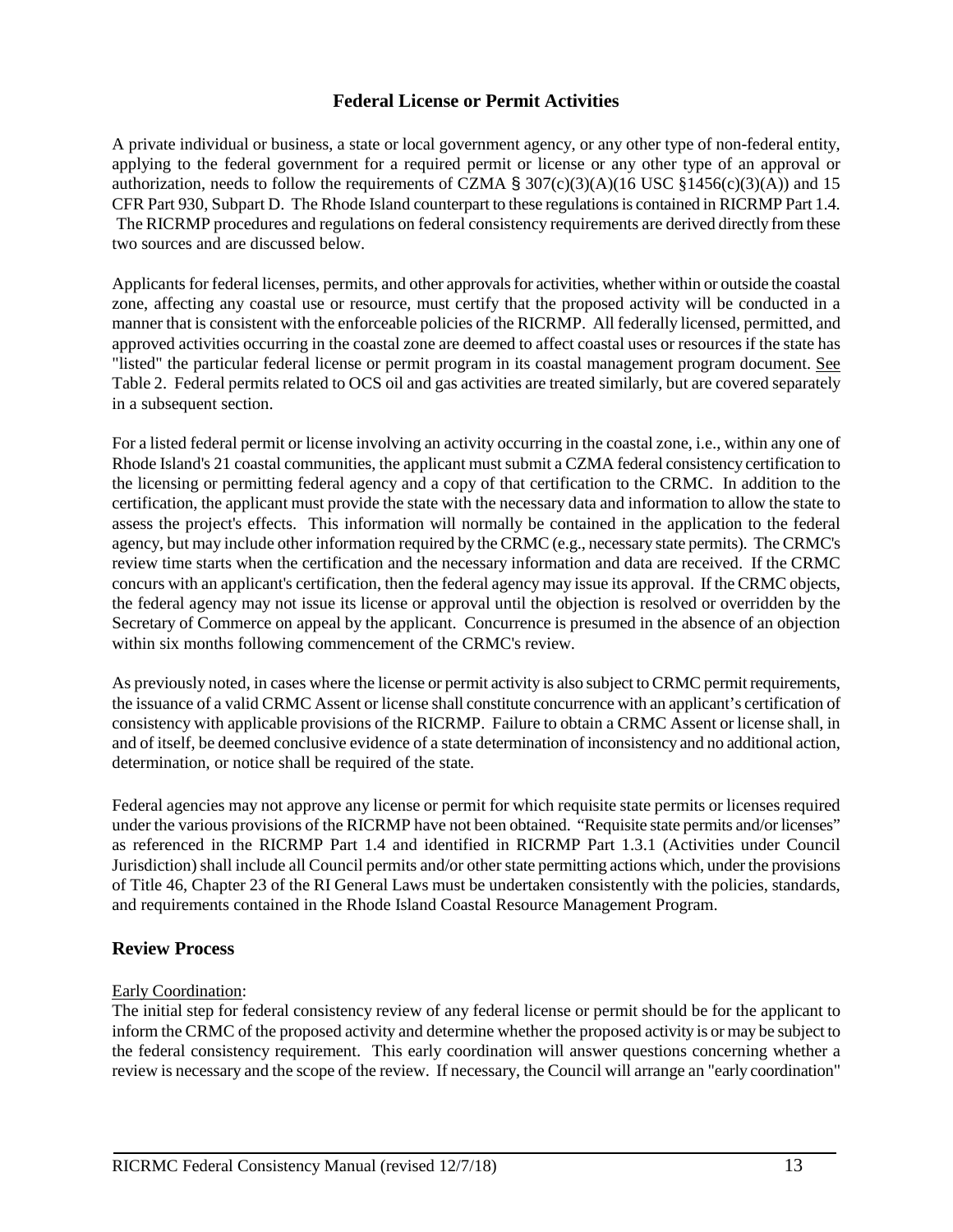## Federal License or Permit Activities

A private individual or business, a state or local government agency, or any other type of non-federal entity, applying to the federal government for a required permit or license or any other type of an approval or authorization, needs to follow the requirements of CZMA § 307(c)(3)(A)(16 USC §1456(c)(3)(A)) and 15 CFR Part 930, Subpart D. The Rhode Island counterpart to these regulations is contained in RICRMP Part 1.4. The RICRMP procedures and regulations on federal consistency requirements are derived directly from these two sources and are discussed below.

Applicants for federal licenses, permits, and other approvals for activities, whether within or outside the coastal zone, affecting any coastal use or resource, must certify that the proposed activity will be conducted in a manner that is consistent with the enforceable policies of the RICRMP. All federally licensed, permitted, and approved activities occurring in the coastal zone are deemed to affect coastal uses or resources if the state has "listed" the particular federal license or permit program in its coastal management program document. See Table 2. Federal permits related to OCS oil and gas activities are treated similarly, but are covered separately in a subsequent section.

For a listed federal permit or license involving an activity occurring in the coastal zone, i.e., within any one of Rhode Island's 21 coastal communities, the applicant must submit a CZMA federal consistency certification to the licensing or permitting federal agency and a copy of that certification to the CRMC. In addition to the certification, the applicant must provide the state with the necessary data and information to allow the state to assess the project's effects. This information will normally be contained in the application to the federal agency, but may include other information required by the CRMC (e.g., necessary state permits). The CRMC's review time starts when the certification and the necessary information and data are received. If the CRMC concurs with an applicant's certification, then the federal agency may issue its approval. If the CRMC objects, the federal agency may not issue its license or approval until the objection is resolved or overridden by the Secretary of Commerce on appeal by the applicant. Concurrence is presumed in the absence of an objection within six months following commencement of the CRMC's review.

As previously noted, in cases where the license or permit activity is also subject to CRMC permit requirements, the issuance of a valid CRMC Assent or license shall constitute concurrence with an applicant's certification of consistency with applicable provisions of the RICRMP. Failure to obtain a CRMC Assent or license shall, in and of itself, be deemed conclusive evidence of a state determination of inconsistency and no additional action, determination, or notice shall be required of the state.

Federal agencies may not approve any license or permit for which requisite state permits or licenses required under the various provisions of the RICRMP have not been obtained. "Requisite state permits and/or licenses" as referenced in the RICRMP Part 1.4 and identified in RICRMP Part 1.3.1 (Activities under Council Jurisdiction) shall include all Council permits and/or other state permitting actions which, under the provisions of Title 46, Chapter 23 of the RI General Laws must be undertaken consistently with the policies, standards, and requirements contained in the Rhode Island Coastal Resource Management Program.

## Review Process

Early Coordination:

The initial step for federal consistency review of any federal license or permit should be for the applicant to inform the CRMC of the proposed activity and determine whether the proposed activity is or may be subject to the federal consistency requirement. This early coordination will answer questions concerning whether a review is necessary and the scope of the review. If necessary, the Council will arrange an "early coordination"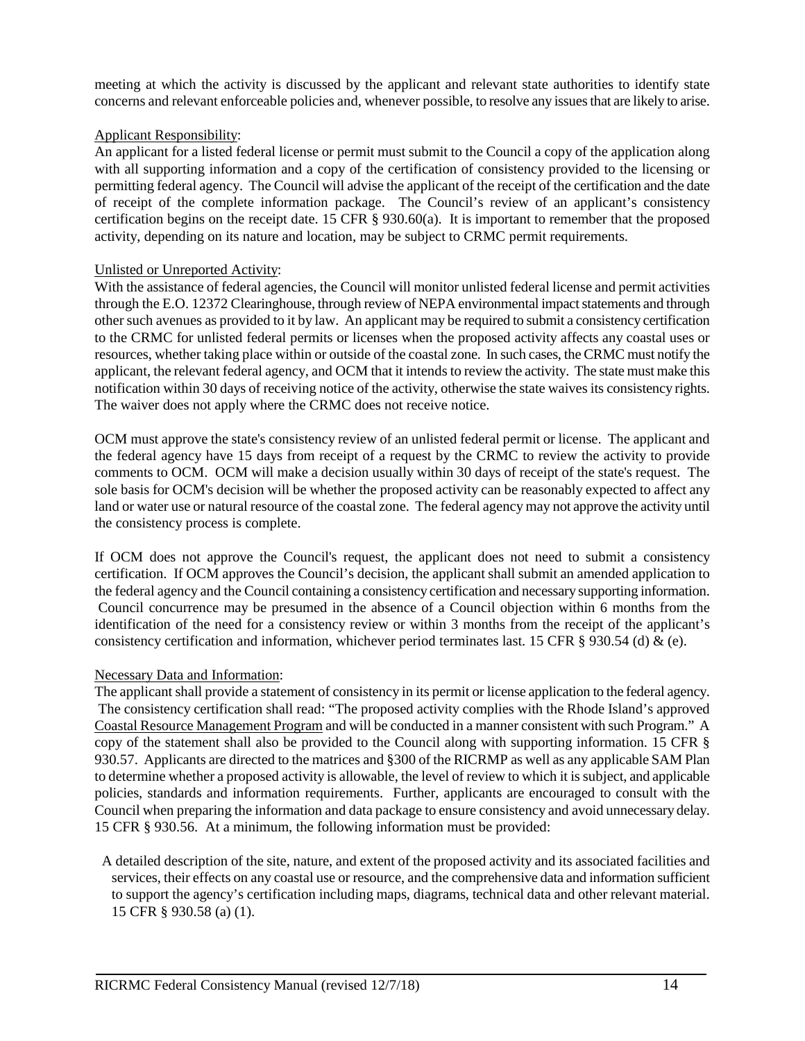meeting at which the activity is discussed by the applicant and relevant state authorities to identify state concerns and relevant enforceable policies and, whenever possible, to resolve any issues that are likely to arise.

Applicant Responsibility:

An applicant for a listed federal license or permit must submit to the Council a copy of the application along with all supporting information and a copy of the certification of consistency provided to the licensing or permitting federal agency. The Council will advise the applicant of the receipt of the certification and the date of receipt of the complete information package. The Council's review of an applicant's consistency certification begins on the receipt date. 15 CFR § 930.60(a). It is important to remember that the proposed activity, depending on its nature and location, may be subject to CRMC permit requirements.

Unlisted or Unreported Activity:

With the assistance of federal agencies, the Council will monitor unlisted federal license and permit activities through the E.O. 12372 Clearinghouse, through review of NEPA environmental impact statements and through other such avenues as provided to it by law. An applicant may be required to submit a consistency certification to the CRMC for unlisted federal permits or licenses when the proposed activity affects any coastal uses or resources, whether taking place within or outside of the coastal zone. In such cases, the CRMC must notify the applicant, the relevant federal agency, and OCM that it intends to review the activity. The state must make this notification within 30 days of receiving notice of the activity, otherwise the state waives its consistency rights. The waiver does not apply where the CRMC does not receive notice.

OCM must approve the state's consistency review of an unlisted federal permit or license. The applicant and the federal agency have 15 days from receipt of a request by the CRMC to review the activity to provide comments to OCM. OCM will make a decision usually within 30 days of receipt of the state's request. The sole basis for OCM's decision will be whether the proposed activity can be reasonably expected to affect any land or water use or natural resource of the coastal zone. The federal agency may not approve the activity until the consistency process is complete.

If OCM does not approve the Council's request, the applicant does not need to submit a consistency certification. If OCM approves the Council's decision, the applicant shall submit an amended application to the federal agency and the Council containing a consistency certification and necessary supporting information. Council concurrence may be presumed in the absence of a Council objection within 6 months from the identification of the need for a consistency review or within 3 months from the receipt of the applicant's consistency certification and information, whichever period terminates last. 15 CFR § 930.54 (d) & (e).

Necessary Data and Information:

The applicant shall provide a statement of consistency in its permit or license application to the federal agency. The consistency certification shall read: "The proposed activity complies with the Rhode Island's approved Coastal Resource Management Program and will be conducted in a manner consistent with such Program." A copy of the statement shall also be provided to the Council along with supporting information. 15 CFR § 930.57. Applicants are directed to the matrices and §300 of the RICRMP as well as any applicable SAM Plan to determine whether a proposed activity is allowable, the level of review to which it is subject, and applicable policies, standards and information requirements. Further, applicants are encouraged to consult with the Council when preparing the information and data package to ensure consistency and avoid unnecessary delay. 15 CFR § 930.56. At a minimum, the following information must be provided:

A detailed description of the site, nature, and extent of the proposed activity and its associated facilities and services, their effects on any coastal use or resource, and the comprehensive data and information sufficient to support the agency's certification including maps, diagrams, technical data and other relevant material. 15 CFR § 930.58 (a) (1).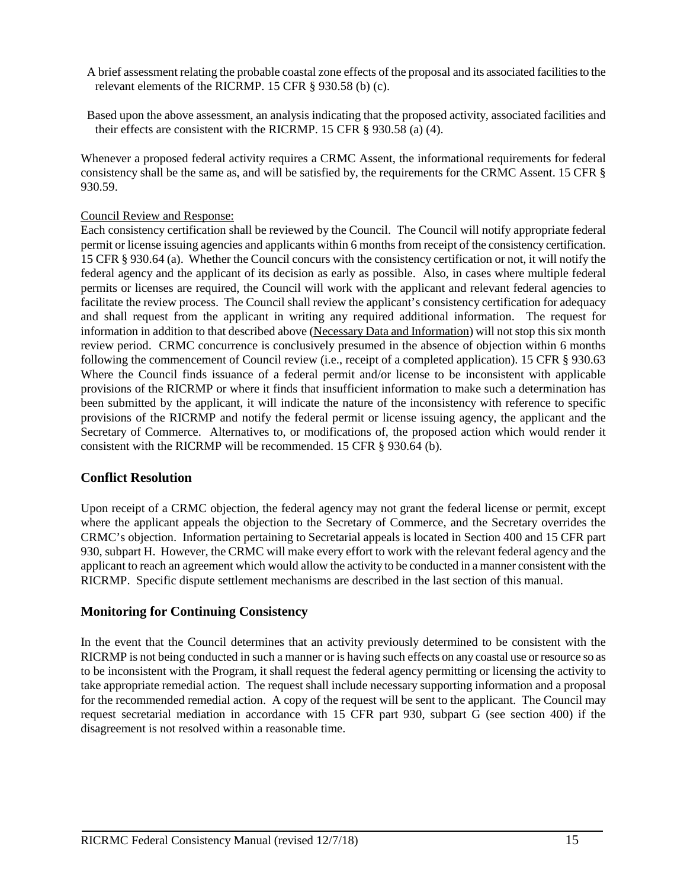A brief assessment relating the probable coastal zone effects of the proposal and its associated facilities to the relevant elements of the RICRMP. 15 CFR § 930.58 (b) (c).

Based upon the above assessment, an analysis indicating that the proposed activity, associated facilities and their effects are consistent with the RICRMP. 15 CFR § 930.58 (a) (4).

Whenever a proposed federal activity requires a CRMC Assent, the informational requirements for federal consistency shall be the same as, and will be satisfied by, the requirements for the CRMC Assent. 15 CFR § 930.59.

Council Review and Response:

Each consistency certification shall be reviewed by the Council. The Council will notify appropriate federal permit or license issuing agencies and applicants within 6 months from receipt of the consistency certification. 15 CFR § 930.64 (a). Whether the Council concurs with the consistency certification or not, it will notify the federal agency and the applicant of its decision as early as possible. Also, in cases where multiple federal permits or licenses are required, the Council will work with the applicant and relevant federal agencies to facilitate the review process. The Council shall review the applicant's consistency certification for adequacy and shall request from the applicant in writing any required additional information. The request for information in addition to that described above (Necessary Data and Information) will not stop this six month review period. CRMC concurrence is conclusively presumed in the absence of objection within 6 months following the commencement of Council review (i.e., receipt of a completed application). 15 CFR § 930.63 Where the Council finds issuance of a federal permit and/or license to be inconsistent with applicable provisions of the RICRMP or where it finds that insufficient information to make such a determination has been submitted by the applicant, it will indicate the nature of the inconsistency with reference to specific provisions of the RICRMP and notify the federal permit or license issuing agency, the applicant and the Secretary of Commerce. Alternatives to, or modifications of, the proposed action which would render it consistent with the RICRMP will be recommended. 15 CFR § 930.64 (b).

## Conflict Resolution

Upon receipt of a CRMC objection, the federal agency may not grant the federal license or permit, except where the applicant appeals the objection to the Secretary of Commerce, and the Secretary overrides the CRMC's objection. Information pertaining to Secretarial appeals is located in Section 400 and 15 CFR part 930, subpart H. However, the CRMC will make every effort to work with the relevant federal agency and the applicant to reach an agreement which would allow the activity to be conducted in a manner consistent with the RICRMP. Specific dispute settlement mechanisms are described in the last section of this manual.

## Monitoring for Continuing Consistency

In the event that the Council determines that an activity previously determined to be consistent with the RICRMP is not being conducted in such a manner or is having such effects on any coastal use or resource so as to be inconsistent with the Program, it shall request the federal agency permitting or licensing the activity to take appropriate remedial action. The request shall include necessary supporting information and a proposal for the recommended remedial action. A copy of the request will be sent to the applicant. The Council may request secretarial mediation in accordance with 15 CFR part 930, subpart G (see section 400) if the disagreement is not resolved within a reasonable time.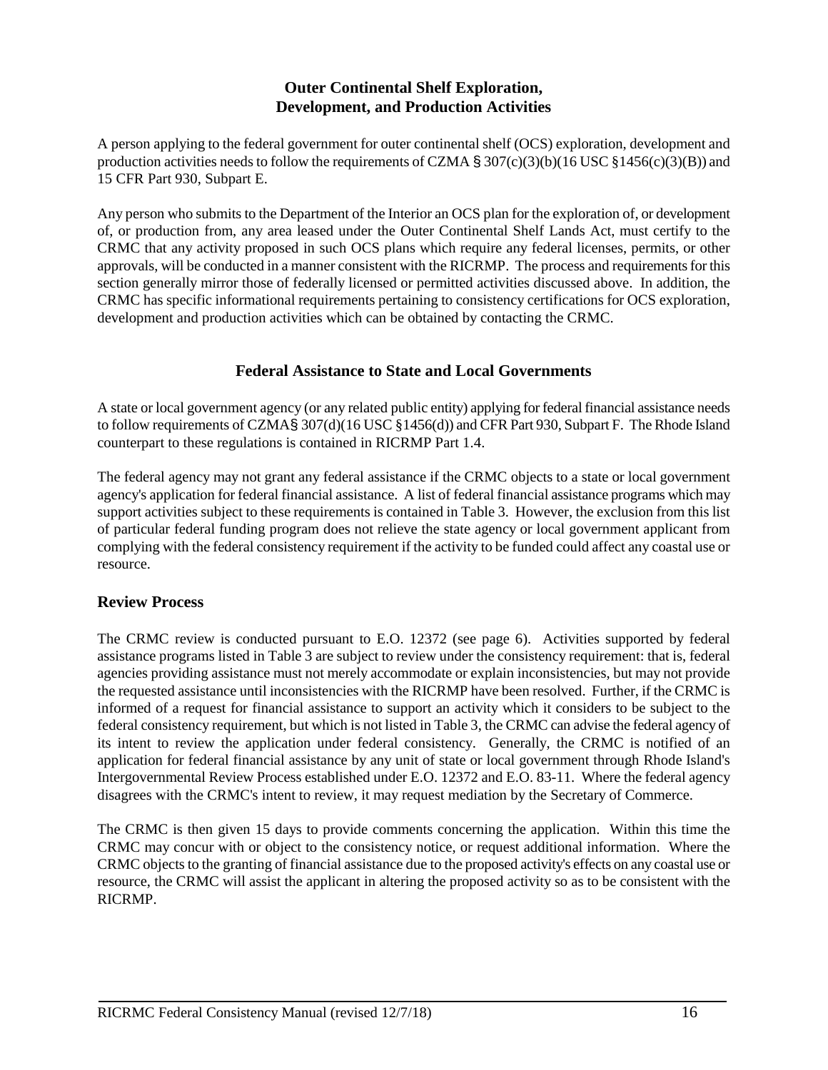## Outer Continental Shelf Exploration, Development, and Production Activities

A person applying to the federal government for outer continental shelf (OCS) exploration, development and production activities needs to follow the requirements of CZMA § 307(c)(3)(b)(16 USC §1456(c)(3)(B)) and 15 CFR Part 930, Subpart E.

Any person who submits to the Department of the Interior an OCS plan for the exploration of, or development of, or production from, any area leased under the Outer Continental Shelf Lands Act, must certify to the CRMC that any activity proposed in such OCS plans which require any federal licenses, permits, or other approvals, will be conducted in a manner consistent with the RICRMP. The process and requirements for this section generally mirror those of federally licensed or permitted activities discussed above. In addition, the CRMC has specific informational requirements pertaining to consistency certifications for OCS exploration, development and production activities which can be obtained by contacting the CRMC.

## Federal Assistance to State and Local Governments

A state or local government agency (or any related public entity) applying for federal financial assistance needs to follow requirements of CZMA§ 307(d)(16 USC §1456(d)) and CFR Part 930, Subpart F. The Rhode Island counterpart to these regulations is contained in RICRMP Part 1.4.

The federal agency may not grant any federal assistance if the CRMC objects to a state or local government agency's application for federal financial assistance. A list of federal financial assistance programs which may support activities subject to these requirements is contained in Table 3. However, the exclusion from this list of particular federal funding program does not relieve the state agency or local government applicant from complying with the federal consistency requirement if the activity to be funded could affect any coastal use or resource.

### Review Process

The CRMC review is conducted pursuant to E.O. 12372 (see page 6). Activities supported by federal assistance programs listed in Table 3 are subject to review under the consistency requirement: that is, federal agencies providing assistance must not merely accommodate or explain inconsistencies, but may not provide the requested assistance until inconsistencies with the RICRMP have been resolved. Further, if the CRMC is informed of a request for financial assistance to support an activity which it considers to be subject to the federal consistency requirement, but which is not listed in Table 3, the CRMC can advise the federal agency of its intent to review the application under federal consistency. Generally, the CRMC is notified of an application for federal financial assistance by any unit of state or local government through Rhode Island's Intergovernmental Review Process established under E.O. 12372 and E.O. 83-11. Where the federal agency disagrees with the CRMC's intent to review, it may request mediation by the Secretary of Commerce.

The CRMC is then given 15 days to provide comments concerning the application. Within this time the CRMC may concur with or object to the consistency notice, or request additional information. Where the CRMC objects to the granting of financial assistance due to the proposed activity's effects on any coastal use or resource, the CRMC will assist the applicant in altering the proposed activity so as to be consistent with the RICRMP.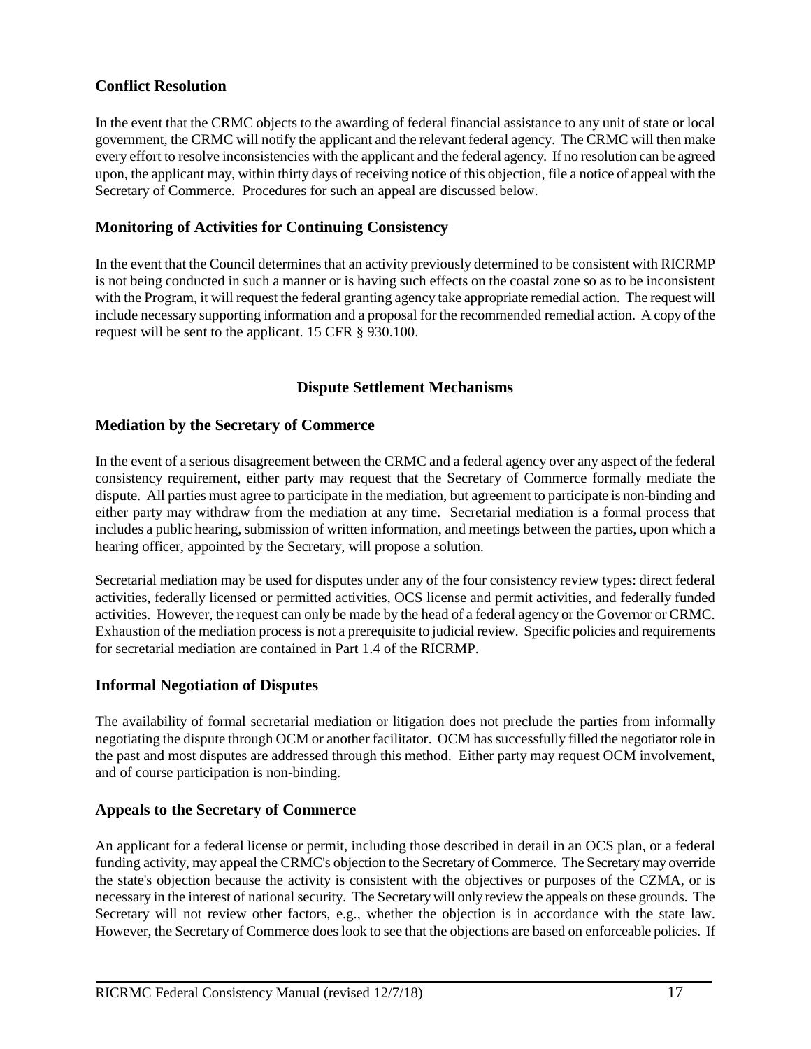### Conflict Resolution

In the event that the CRMC objects to the awarding of federal financial assistance to any unit of state or local government, the CRMC will notify the applicant and the relevant federal agency. The CRMC will then make every effort to resolve inconsistencies with the applicant and the federal agency. If no resolution can be agreed upon, the applicant may, within thirty days of receiving notice of this objection, file a notice of appeal with the Secretary of Commerce. Procedures for such an appeal are discussed below.

### Monitoring of Activities for Continuing Consistency

In the event that the Council determines that an activity previously determined to be consistent with RICRMP is not being conducted in such a manner or is having such effects on the coastal zone so as to be inconsistent with the Program, it will request the federal granting agency take appropriate remedial action. The request will include necessary supporting information and a proposal for the recommended remedial action. A copy of the request will be sent to the applicant. 15 CFR § 930.100.

## Dispute Settlement Mechanisms

### Mediation by the Secretary of Commerce

In the event of a serious disagreement between the CRMC and a federal agency over any aspect of the federal consistency requirement, either party may request that the Secretary of Commerce formally mediate the dispute. All parties must agree to participate in the mediation, but agreement to participate is non-binding and either party may withdraw from the mediation at any time. Secretarial mediation is a formal process that includes a public hearing, submission of written information, and meetings between the parties, upon which a hearing officer, appointed by the Secretary, will propose a solution.

Secretarial mediation may be used for disputes under any of the four consistency review types: direct federal activities, federally licensed or permitted activities, OCS license and permit activities, and federally funded activities. However, the request can only be made by the head of a federal agency or the Governor or CRMC. Exhaustion of the mediation process is not a prerequisite to judicial review. Specific policies and requirements for secretarial mediation are contained in Part 1.4 of the RICRMP.

### Informal Negotiation of Disputes

The availability of formal secretarial mediation or litigation does not preclude the parties from informally negotiating the dispute through OCM or another facilitator. OCM has successfully filled the negotiator role in the past and most disputes are addressed through this method. Either party may request OCM involvement, and of course participation is non-binding.

### Appeals to the Secretary of Commerce

An applicant for a federal license or permit, including those described in detail in an OCS plan, or a federal funding activity, may appeal the CRMC's objection to the Secretary of Commerce. The Secretary may override the state's objection because the activity is consistent with the objectives or purposes of the CZMA, or is necessary in the interest of national security. The Secretary will only review the appeals on these grounds. The Secretary will not review other factors, e.g., whether the objection is in accordance with the state law. However, the Secretary of Commerce does look to see that the objections are based on enforceable policies. If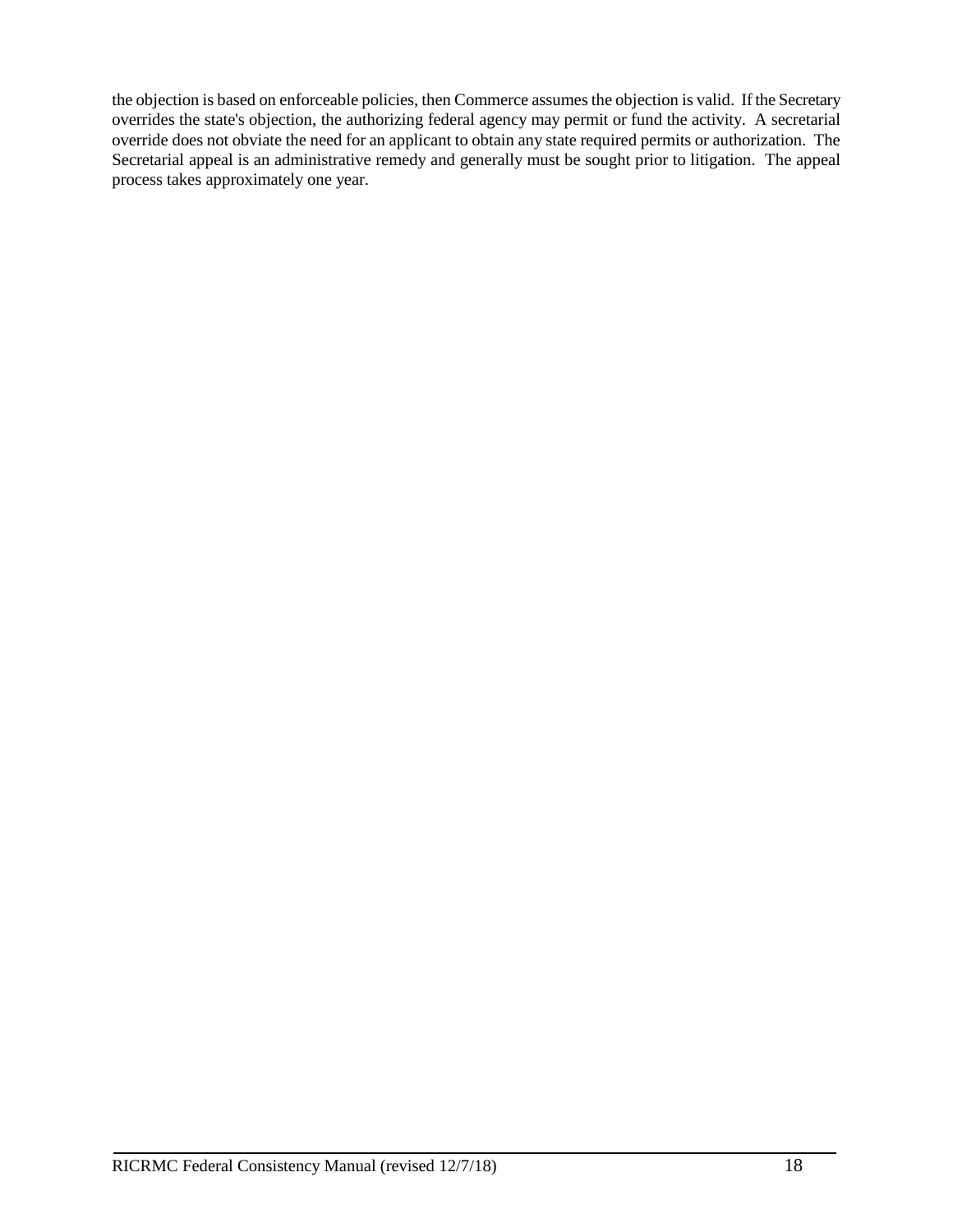the objection is based on enforceable policies, then Commerce assumes the objection is valid. If the Secretary overrides the state's objection, the authorizing federal agency may permit or fund the activity. A secretarial override does not obviate the need for an applicant to obtain any state required permits or authorization. The Secretarial appeal is an administrative remedy and generally must be sought prior to litigation. The appeal process takes approximately one year.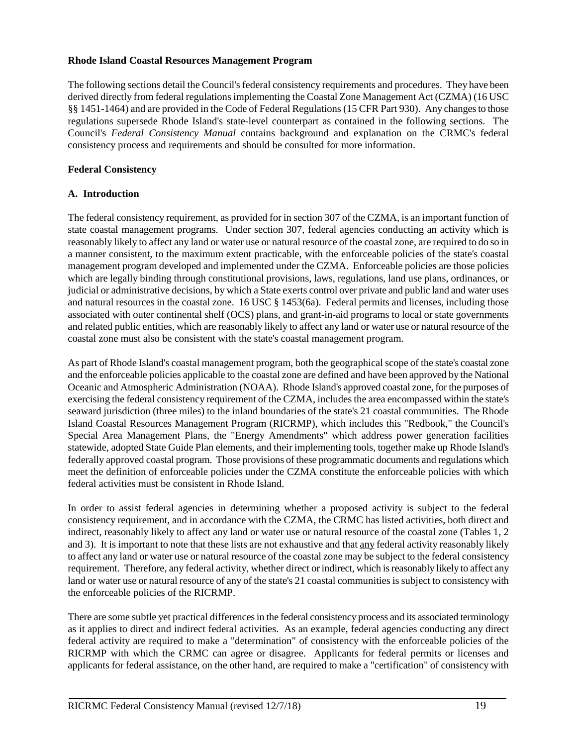**Rhode Island Coastal Resources Management Program**

The following sections detail the Council's federal consistency requirements and procedures. They have been derived directly from federal regulations implementing the Coastal Zone Management Act (CZMA) (16 USC §§ 1451-1464) and are provided in the Code of Federal Regulations (15 CFR Part 930). Any changes to those regulations supersede Rhode Island's state-level counterpart as contained in the following sections. The Council's *Federal Consistency Manual* contains background and explanation on the CRMC's federal consistency process and requirements and should be consulted for more information.

**Federal Consistency**

**A. Introduction**

The federal consistency requirement, as provided for in section 307 of the CZMA, is an important function of state coastal management programs. Under section 307, federal agencies conducting an activity which is reasonably likely to affect any land or water use or natural resource of the coastal zone, are required to do so in a manner consistent, to the maximum extent practicable, with the enforceable policies of the state's coastal management program developed and implemented under the CZMA. Enforceable policies are those policies which are legally binding through constitutional provisions, laws, regulations, land use plans, ordinances, or judicial or administrative decisions, by which a State exerts control over private and public land and water uses and natural resources in the coastal zone. 16 USC § 1453(6a). Federal permits and licenses, including those associated with outer continental shelf (OCS) plans, and grant-in-aid programs to local or state governments and related public entities, which are reasonably likely to affect any land or water use or natural resource of the coastal zone must also be consistent with the state's coastal management program.

As part of Rhode Island's coastal management program, both the geographical scope of the state's coastal zone and the enforceable policies applicable to the coastal zone are defined and have been approved by the National Oceanic and Atmospheric Administration (NOAA). Rhode Island's approved coastal zone, for the purposes of exercising the federal consistency requirement of the CZMA, includes the area encompassed within the state's seaward jurisdiction (three miles) to the inland boundaries of the state's 21 coastal communities. The Rhode Island Coastal Resources Management Program (RICRMP), which includes this "Redbook," the Council's Special Area Management Plans, the "Energy Amendments" which address power generation facilities statewide, adopted State Guide Plan elements, and their implementing tools, together make up Rhode Island's federally approved coastal program. Those provisions of these programmatic documents and regulations which meet the definition of enforceable policies under the CZMA constitute the enforceable policies with which federal activities must be consistent in Rhode Island.

In order to assist federal agencies in determining whether a proposed activity is subject to the federal consistency requirement, and in accordance with the CZMA, the CRMC has listed activities, both direct and indirect, reasonably likely to affect any land or water use or natural resource of the coastal zone (Tables 1, 2 and 3). It is important to note that these lists are not exhaustive and that <u>any</u> federal activity reasonably likely to affect any land or water use or natural resource of the coastal zone may be subject to the federal consistency requirement. Therefore, any federal activity, whether direct or indirect, which is reasonably likely to affect any land or water use or natural resource of any of the state's 21 coastal communities is subject to consistency with the enforceable policies of the RICRMP.

There are some subtle yet practical differences in the federal consistency process and its associated terminology as it applies to direct and indirect federal activities. As an example, federal agencies conducting any direct federal activity are required to make a "determination" of consistency with the enforceable policies of the RICRMP with which the CRMC can agree or disagree. Applicants for federal permits or licenses and applicants for federal assistance, on the other hand, are required to make a "certification" of consistency with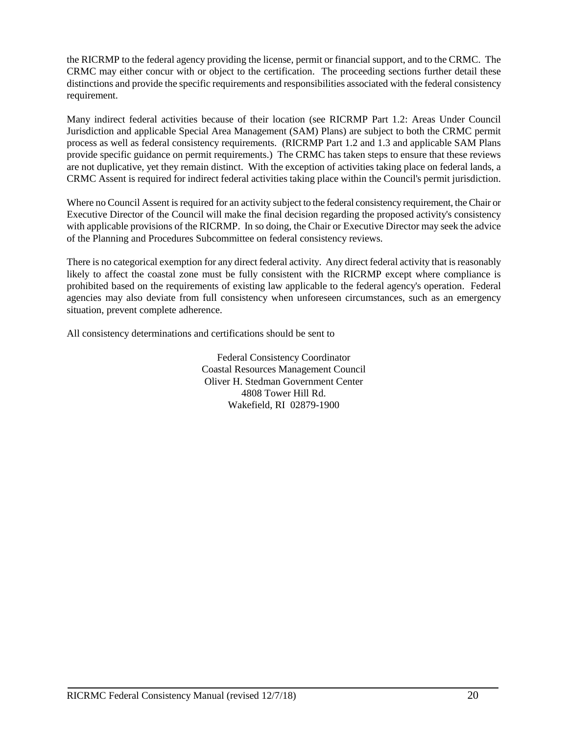the RICRMP to the federal agency providing the license, permit or financial support, and to the CRMC. The CRMC may either concur with or object to the certification. The proceeding sections further detail these distinctions and provide the specific requirements and responsibilities associated with the federal consistency requirement.

Many indirect federal activities because of their location (see RICRMP Part 1.2: Areas Under Council Jurisdiction and applicable Special Area Management (SAM) Plans) are subject to both the CRMC permit process as well as federal consistency requirements. (RICRMP Part 1.2 and 1.3 and applicable SAM Plans provide specific guidance on permit requirements.) The CRMC has taken steps to ensure that these reviews are not duplicative, yet they remain distinct. With the exception of activities taking place on federal lands, a CRMC Assent is required for indirect federal activities taking place within the Council's permit jurisdiction.

Where no Council Assent is required for an activity subject to the federal consistency requirement, the Chair or Executive Director of the Council will make the final decision regarding the proposed activity's consistency with applicable provisions of the RICRMP. In so doing, the Chair or Executive Director may seek the advice of the Planning and Procedures Subcommittee on federal consistency reviews.

There is no categorical exemption for any direct federal activity. Any direct federal activity that is reasonably likely to affect the coastal zone must be fully consistent with the RICRMP except where compliance is prohibited based on the requirements of existing law applicable to the federal agency's operation. Federal agencies may also deviate from full consistency when unforeseen circumstances, such as an emergency situation, prevent complete adherence.

All consistency determinations and certifications should be sent to

Federal Consistency Coordinator
Coastal Resources Management Council
Oliver H. Stedman Government Center
4808 Tower Hill Rd.
Wakefield, RI 02879-1900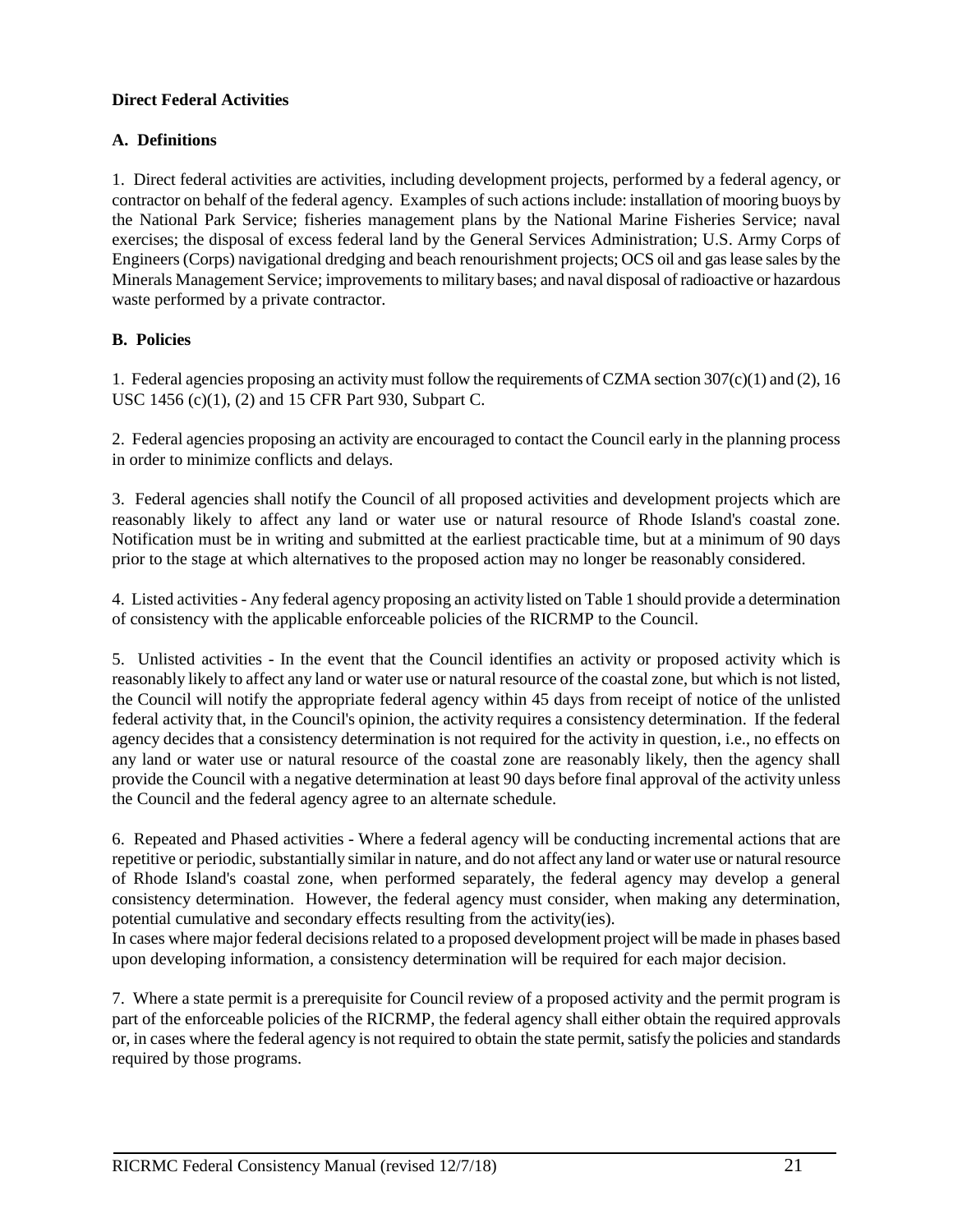**Direct Federal Activities**

**A. Definitions**

1. Direct federal activities are activities, including development projects, performed by a federal agency, or contractor on behalf of the federal agency. Examples of such actions include: installation of mooring buoys by the National Park Service; fisheries management plans by the National Marine Fisheries Service; naval exercises; the disposal of excess federal land by the General Services Administration; U.S. Army Corps of Engineers (Corps) navigational dredging and beach renourishment projects; OCS oil and gas lease sales by the Minerals Management Service; improvements to military bases; and naval disposal of radioactive or hazardous waste performed by a private contractor.

**B. Policies**

1. Federal agencies proposing an activity must follow the requirements of CZMA section 307(c)(1) and (2), 16 USC 1456 (c)(1), (2) and 15 CFR Part 930, Subpart C.

2. Federal agencies proposing an activity are encouraged to contact the Council early in the planning process in order to minimize conflicts and delays.

3. Federal agencies shall notify the Council of all proposed activities and development projects which are reasonably likely to affect any land or water use or natural resource of Rhode Island's coastal zone. Notification must be in writing and submitted at the earliest practicable time, but at a minimum of 90 days prior to the stage at which alternatives to the proposed action may no longer be reasonably considered.

4. Listed activities - Any federal agency proposing an activity listed on Table 1 should provide a determination of consistency with the applicable enforceable policies of the RICRMP to the Council.

5. Unlisted activities - In the event that the Council identifies an activity or proposed activity which is reasonably likely to affect any land or water use or natural resource of the coastal zone, but which is not listed, the Council will notify the appropriate federal agency within 45 days from receipt of notice of the unlisted federal activity that, in the Council's opinion, the activity requires a consistency determination. If the federal agency decides that a consistency determination is not required for the activity in question, i.e., no effects on any land or water use or natural resource of the coastal zone are reasonably likely, then the agency shall provide the Council with a negative determination at least 90 days before final approval of the activity unless the Council and the federal agency agree to an alternate schedule.

6. Repeated and Phased activities - Where a federal agency will be conducting incremental actions that are repetitive or periodic, substantially similar in nature, and do not affect any land or water use or natural resource of Rhode Island's coastal zone, when performed separately, the federal agency may develop a general consistency determination. However, the federal agency must consider, when making any determination, potential cumulative and secondary effects resulting from the activity(ies).
In cases where major federal decisions related to a proposed development project will be made in phases based upon developing information, a consistency determination will be required for each major decision.

7. Where a state permit is a prerequisite for Council review of a proposed activity and the permit program is part of the enforceable policies of the RICRMP, the federal agency shall either obtain the required approvals or, in cases where the federal agency is not required to obtain the state permit, satisfy the policies and standards required by those programs.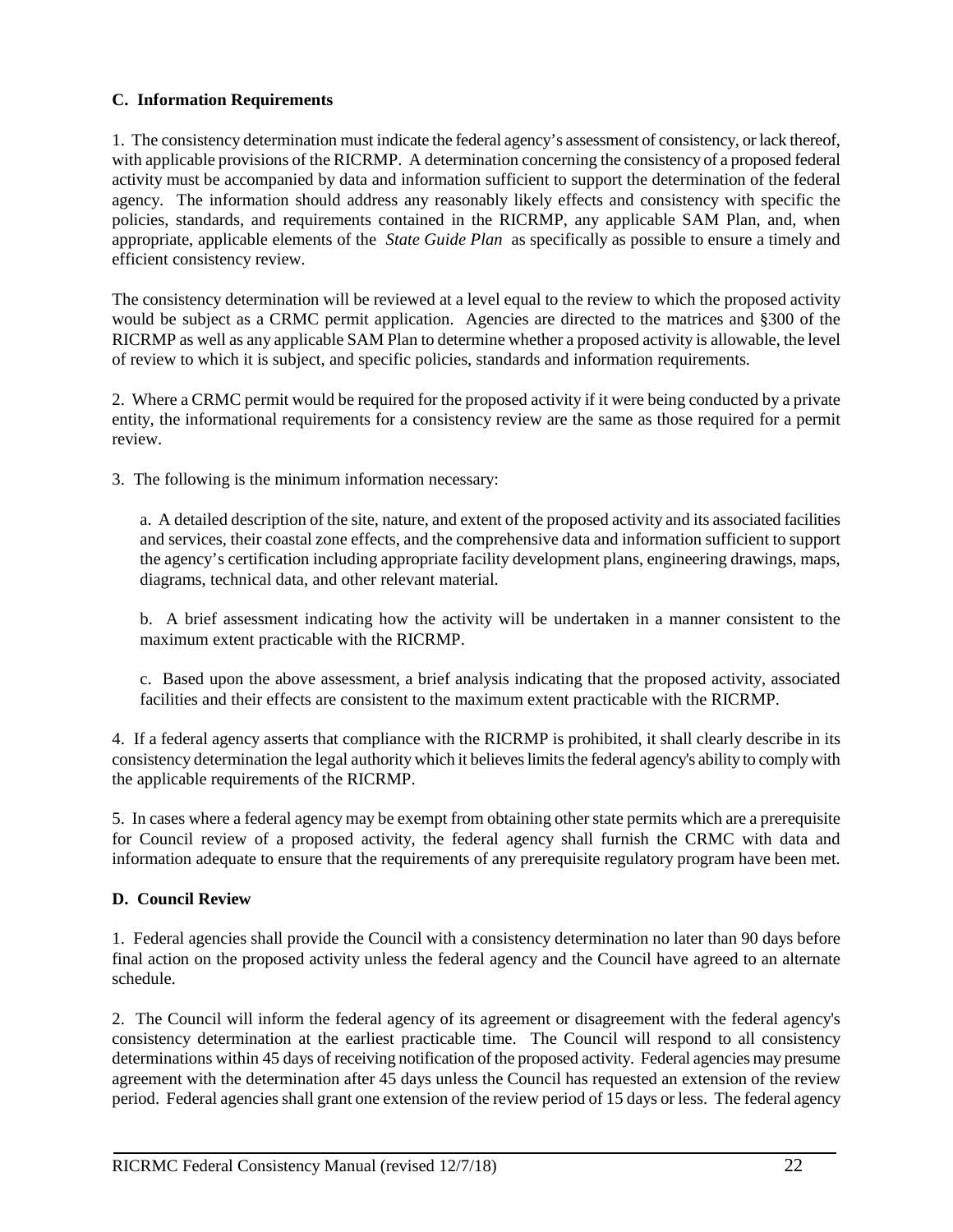### C. Information Requirements

1. The consistency determination must indicate the federal agency's assessment of consistency, or lack thereof, with applicable provisions of the RICRMP. A determination concerning the consistency of a proposed federal activity must be accompanied by data and information sufficient to support the determination of the federal agency. The information should address any reasonably likely effects and consistency with specific the policies, standards, and requirements contained in the RICRMP, any applicable SAM Plan, and, when appropriate, applicable elements of the *State Guide Plan* as specifically as possible to ensure a timely and efficient consistency review.

The consistency determination will be reviewed at a level equal to the review to which the proposed activity would be subject as a CRMC permit application. Agencies are directed to the matrices and §300 of the RICRMP as well as any applicable SAM Plan to determine whether a proposed activity is allowable, the level of review to which it is subject, and specific policies, standards and information requirements.

2. Where a CRMC permit would be required for the proposed activity if it were being conducted by a private entity, the informational requirements for a consistency review are the same as those required for a permit review.

3. The following is the minimum information necessary:

a. A detailed description of the site, nature, and extent of the proposed activity and its associated facilities and services, their coastal zone effects, and the comprehensive data and information sufficient to support the agency's certification including appropriate facility development plans, engineering drawings, maps, diagrams, technical data, and other relevant material.

b. A brief assessment indicating how the activity will be undertaken in a manner consistent to the maximum extent practicable with the RICRMP.

c. Based upon the above assessment, a brief analysis indicating that the proposed activity, associated facilities and their effects are consistent to the maximum extent practicable with the RICRMP.

4. If a federal agency asserts that compliance with the RICRMP is prohibited, it shall clearly describe in its consistency determination the legal authority which it believes limits the federal agency's ability to comply with the applicable requirements of the RICRMP.

5. In cases where a federal agency may be exempt from obtaining other state permits which are a prerequisite for Council review of a proposed activity, the federal agency shall furnish the CRMC with data and information adequate to ensure that the requirements of any prerequisite regulatory program have been met.

### D. Council Review

1. Federal agencies shall provide the Council with a consistency determination no later than 90 days before final action on the proposed activity unless the federal agency and the Council have agreed to an alternate schedule.

2. The Council will inform the federal agency of its agreement or disagreement with the federal agency's consistency determination at the earliest practicable time. The Council will respond to all consistency determinations within 45 days of receiving notification of the proposed activity. Federal agencies may presume agreement with the determination after 45 days unless the Council has requested an extension of the review period. Federal agencies shall grant one extension of the review period of 15 days or less. The federal agency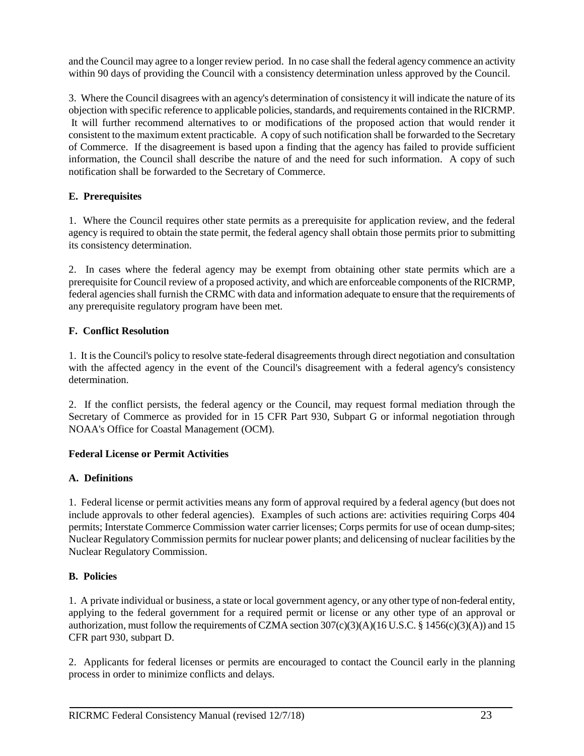and the Council may agree to a longer review period. In no case shall the federal agency commence an activity within 90 days of providing the Council with a consistency determination unless approved by the Council.

3. Where the Council disagrees with an agency's determination of consistency it will indicate the nature of its objection with specific reference to applicable policies, standards, and requirements contained in the RICRMP. It will further recommend alternatives to or modifications of the proposed action that would render it consistent to the maximum extent practicable. A copy of such notification shall be forwarded to the Secretary of Commerce. If the disagreement is based upon a finding that the agency has failed to provide sufficient information, the Council shall describe the nature of and the need for such information. A copy of such notification shall be forwarded to the Secretary of Commerce.

**E. Prerequisites**

1. Where the Council requires other state permits as a prerequisite for application review, and the federal agency is required to obtain the state permit, the federal agency shall obtain those permits prior to submitting its consistency determination.

2. In cases where the federal agency may be exempt from obtaining other state permits which are a prerequisite for Council review of a proposed activity, and which are enforceable components of the RICRMP, federal agencies shall furnish the CRMC with data and information adequate to ensure that the requirements of any prerequisite regulatory program have been met.

**F. Conflict Resolution**

1. It is the Council's policy to resolve state-federal disagreements through direct negotiation and consultation with the affected agency in the event of the Council's disagreement with a federal agency's consistency determination.

2. If the conflict persists, the federal agency or the Council, may request formal mediation through the Secretary of Commerce as provided for in 15 CFR Part 930, Subpart G or informal negotiation through NOAA's Office for Coastal Management (OCM).

**Federal License or Permit Activities**

**A. Definitions**

1. Federal license or permit activities means any form of approval required by a federal agency (but does not include approvals to other federal agencies). Examples of such actions are: activities requiring Corps 404 permits; Interstate Commerce Commission water carrier licenses; Corps permits for use of ocean dump-sites; Nuclear Regulatory Commission permits for nuclear power plants; and delicensing of nuclear facilities by the Nuclear Regulatory Commission.

**B. Policies**

1. A private individual or business, a state or local government agency, or any other type of non-federal entity, applying to the federal government for a required permit or license or any other type of an approval or authorization, must follow the requirements of CZMA section 307(c)(3)(A)(16 U.S.C. § 1456(c)(3)(A)) and 15 CFR part 930, subpart D.

2. Applicants for federal licenses or permits are encouraged to contact the Council early in the planning process in order to minimize conflicts and delays.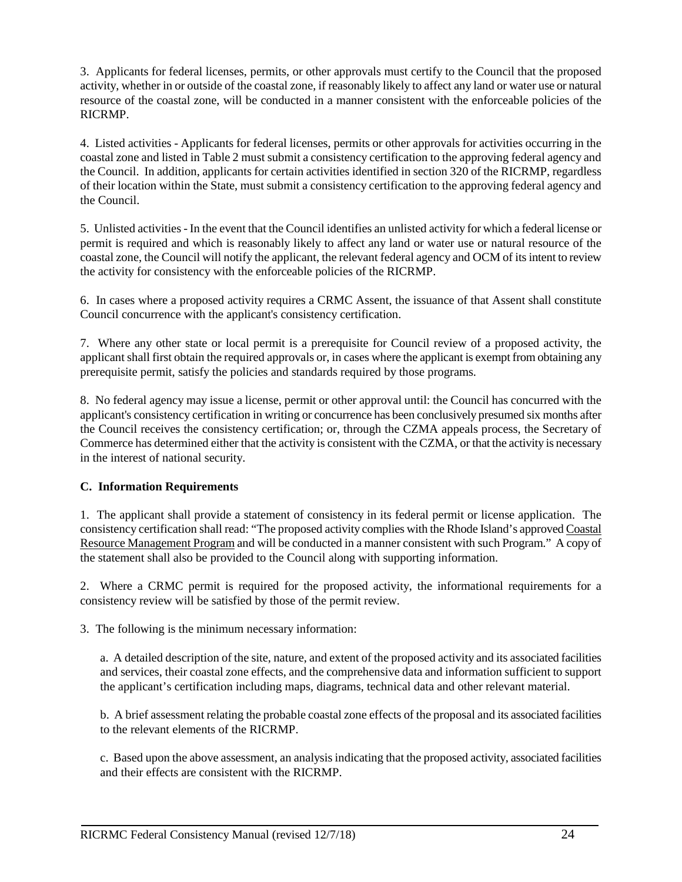3. Applicants for federal licenses, permits, or other approvals must certify to the Council that the proposed activity, whether in or outside of the coastal zone, if reasonably likely to affect any land or water use or natural resource of the coastal zone, will be conducted in a manner consistent with the enforceable policies of the RICRMP.

4. Listed activities - Applicants for federal licenses, permits or other approvals for activities occurring in the coastal zone and listed in Table 2 must submit a consistency certification to the approving federal agency and the Council. In addition, applicants for certain activities identified in section 320 of the RICRMP, regardless of their location within the State, must submit a consistency certification to the approving federal agency and the Council.

5. Unlisted activities - In the event that the Council identifies an unlisted activity for which a federal license or permit is required and which is reasonably likely to affect any land or water use or natural resource of the coastal zone, the Council will notify the applicant, the relevant federal agency and OCM of its intent to review the activity for consistency with the enforceable policies of the RICRMP.

6. In cases where a proposed activity requires a CRMC Assent, the issuance of that Assent shall constitute Council concurrence with the applicant's consistency certification.

7. Where any other state or local permit is a prerequisite for Council review of a proposed activity, the applicant shall first obtain the required approvals or, in cases where the applicant is exempt from obtaining any prerequisite permit, satisfy the policies and standards required by those programs.

8. No federal agency may issue a license, permit or other approval until: the Council has concurred with the applicant's consistency certification in writing or concurrence has been conclusively presumed six months after the Council receives the consistency certification; or, through the CZMA appeals process, the Secretary of Commerce has determined either that the activity is consistent with the CZMA, or that the activity is necessary in the interest of national security.

**C. Information Requirements**

1. The applicant shall provide a statement of consistency in its federal permit or license application. The consistency certification shall read: "The proposed activity complies with the Rhode Island's approved Coastal Resource Management Program and will be conducted in a manner consistent with such Program." A copy of the statement shall also be provided to the Council along with supporting information.

2. Where a CRMC permit is required for the proposed activity, the informational requirements for a consistency review will be satisfied by those of the permit review.

3. The following is the minimum necessary information:

a. A detailed description of the site, nature, and extent of the proposed activity and its associated facilities and services, their coastal zone effects, and the comprehensive data and information sufficient to support the applicant's certification including maps, diagrams, technical data and other relevant material.

b. A brief assessment relating the probable coastal zone effects of the proposal and its associated facilities to the relevant elements of the RICRMP.

c. Based upon the above assessment, an analysis indicating that the proposed activity, associated facilities and their effects are consistent with the RICRMP.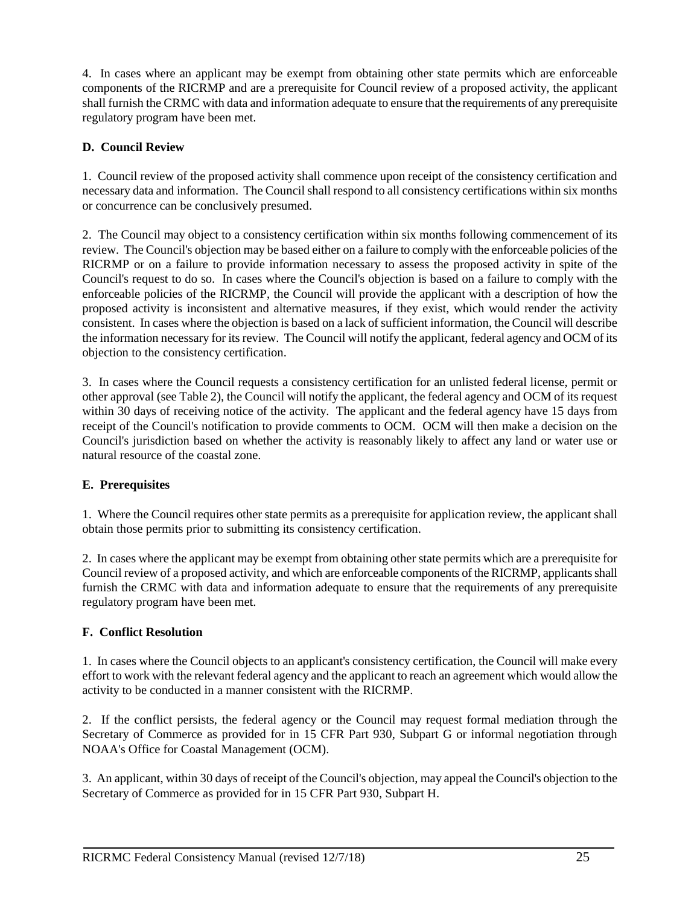4. In cases where an applicant may be exempt from obtaining other state permits which are enforceable components of the RICRMP and are a prerequisite for Council review of a proposed activity, the applicant shall furnish the CRMC with data and information adequate to ensure that the requirements of any prerequisite regulatory program have been met.

**D. Council Review**

1. Council review of the proposed activity shall commence upon receipt of the consistency certification and necessary data and information. The Council shall respond to all consistency certifications within six months or concurrence can be conclusively presumed.

2. The Council may object to a consistency certification within six months following commencement of its review. The Council's objection may be based either on a failure to comply with the enforceable policies of the RICRMP or on a failure to provide information necessary to assess the proposed activity in spite of the Council's request to do so. In cases where the Council's objection is based on a failure to comply with the enforceable policies of the RICRMP, the Council will provide the applicant with a description of how the proposed activity is inconsistent and alternative measures, if they exist, which would render the activity consistent. In cases where the objection is based on a lack of sufficient information, the Council will describe the information necessary for its review. The Council will notify the applicant, federal agency and OCM of its objection to the consistency certification.

3. In cases where the Council requests a consistency certification for an unlisted federal license, permit or other approval (see Table 2), the Council will notify the applicant, the federal agency and OCM of its request within 30 days of receiving notice of the activity. The applicant and the federal agency have 15 days from receipt of the Council's notification to provide comments to OCM. OCM will then make a decision on the Council's jurisdiction based on whether the activity is reasonably likely to affect any land or water use or natural resource of the coastal zone.

**E. Prerequisites**

1. Where the Council requires other state permits as a prerequisite for application review, the applicant shall obtain those permits prior to submitting its consistency certification.

2. In cases where the applicant may be exempt from obtaining other state permits which are a prerequisite for Council review of a proposed activity, and which are enforceable components of the RICRMP, applicants shall furnish the CRMC with data and information adequate to ensure that the requirements of any prerequisite regulatory program have been met.

**F. Conflict Resolution**

1. In cases where the Council objects to an applicant's consistency certification, the Council will make every effort to work with the relevant federal agency and the applicant to reach an agreement which would allow the activity to be conducted in a manner consistent with the RICRMP.

2. If the conflict persists, the federal agency or the Council may request formal mediation through the Secretary of Commerce as provided for in 15 CFR Part 930, Subpart G or informal negotiation through NOAA's Office for Coastal Management (OCM).

3. An applicant, within 30 days of receipt of the Council's objection, may appeal the Council's objection to the Secretary of Commerce as provided for in 15 CFR Part 930, Subpart H.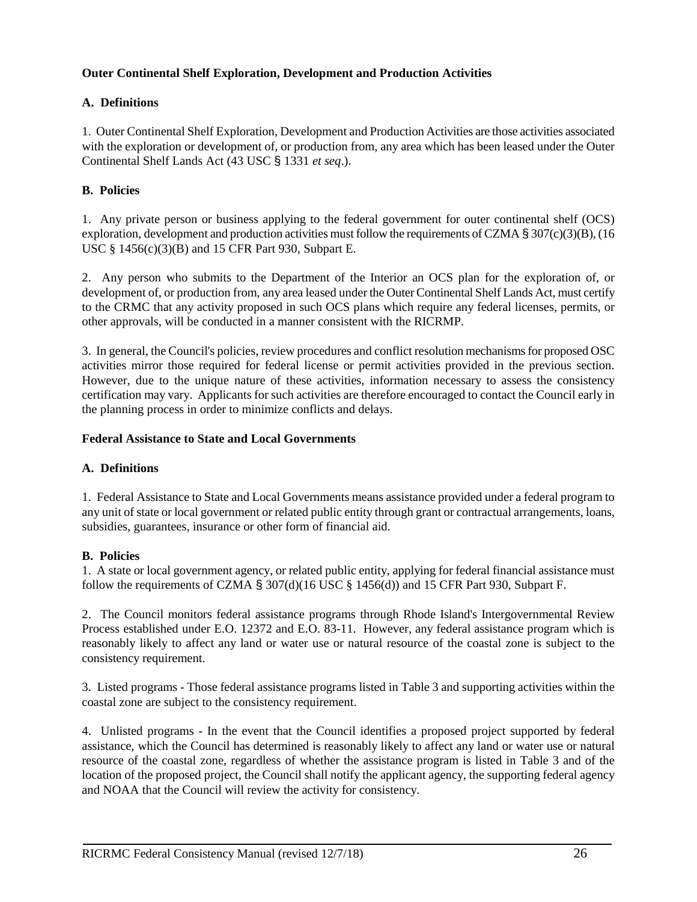**Outer Continental Shelf Exploration, Development and Production Activities**

**A. Definitions**

1. Outer Continental Shelf Exploration, Development and Production Activities are those activities associated with the exploration or development of, or production from, any area which has been leased under the Outer Continental Shelf Lands Act (43 USC § 1331 *et seq*.).

**B. Policies**

1. Any private person or business applying to the federal government for outer continental shelf (OCS) exploration, development and production activities must follow the requirements of CZMA § 307(c)(3)(B), (16 USC § 1456(c)(3)(B) and 15 CFR Part 930, Subpart E.

2. Any person who submits to the Department of the Interior an OCS plan for the exploration of, or development of, or production from, any area leased under the Outer Continental Shelf Lands Act, must certify to the CRMC that any activity proposed in such OCS plans which require any federal licenses, permits, or other approvals, will be conducted in a manner consistent with the RICRMP.

3. In general, the Council's policies, review procedures and conflict resolution mechanisms for proposed OSC activities mirror those required for federal license or permit activities provided in the previous section. However, due to the unique nature of these activities, information necessary to assess the consistency certification may vary. Applicants for such activities are therefore encouraged to contact the Council early in the planning process in order to minimize conflicts and delays.

**Federal Assistance to State and Local Governments**

**A. Definitions**

1. Federal Assistance to State and Local Governments means assistance provided under a federal program to any unit of state or local government or related public entity through grant or contractual arrangements, loans, subsidies, guarantees, insurance or other form of financial aid.

**B. Policies**

1. A state or local government agency, or related public entity, applying for federal financial assistance must follow the requirements of CZMA § 307(d)(16 USC § 1456(d)) and 15 CFR Part 930, Subpart F.

2. The Council monitors federal assistance programs through Rhode Island's Intergovernmental Review Process established under E.O. 12372 and E.O. 83-11. However, any federal assistance program which is reasonably likely to affect any land or water use or natural resource of the coastal zone is subject to the consistency requirement.

3. Listed programs - Those federal assistance programs listed in Table 3 and supporting activities within the coastal zone are subject to the consistency requirement.

4. Unlisted programs - In the event that the Council identifies a proposed project supported by federal assistance, which the Council has determined is reasonably likely to affect any land or water use or natural resource of the coastal zone, regardless of whether the assistance program is listed in Table 3 and of the location of the proposed project, the Council shall notify the applicant agency, the supporting federal agency and NOAA that the Council will review the activity for consistency.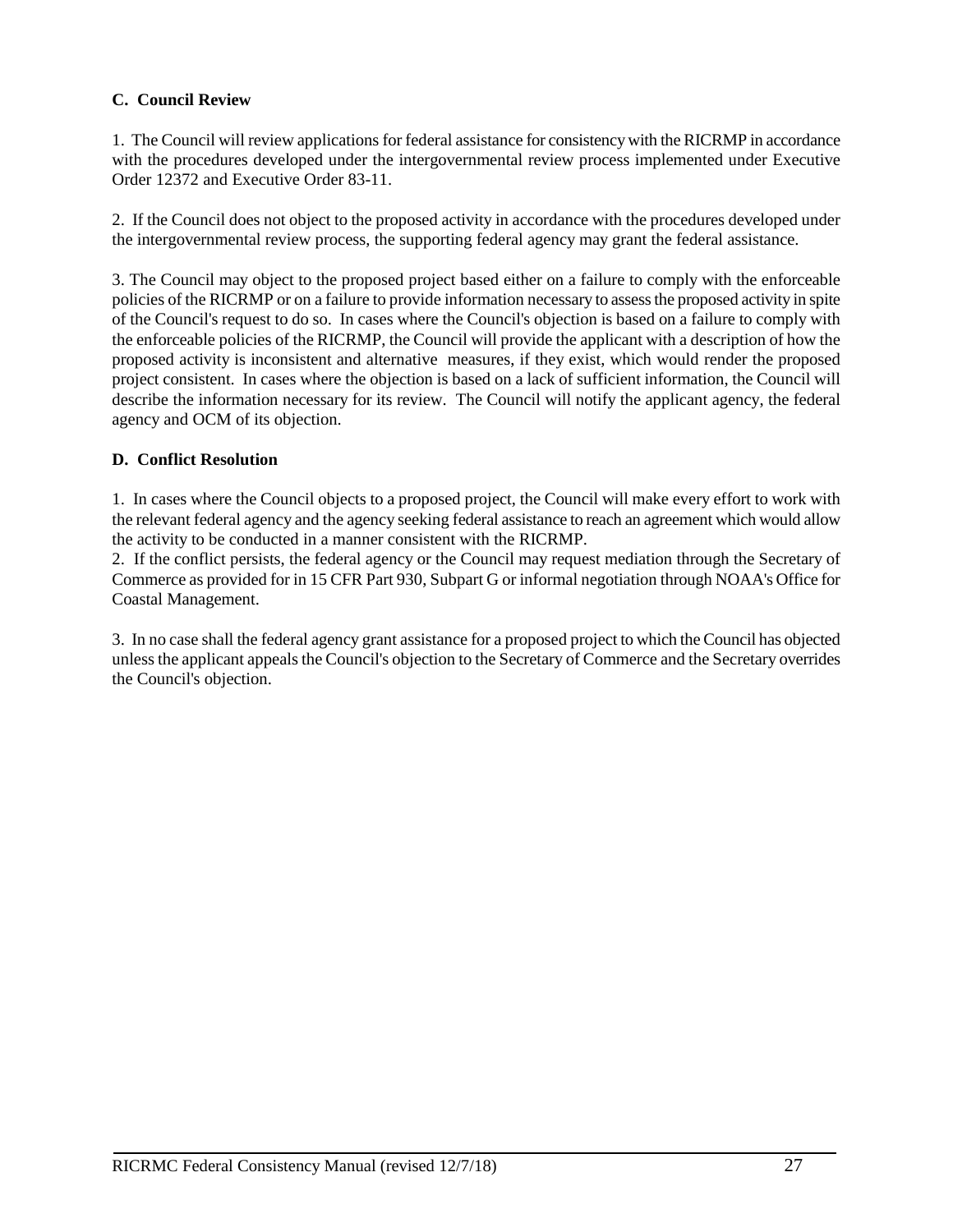### C. Council Review

1. The Council will review applications for federal assistance for consistency with the RICRMP in accordance with the procedures developed under the intergovernmental review process implemented under Executive Order 12372 and Executive Order 83-11.

2. If the Council does not object to the proposed activity in accordance with the procedures developed under the intergovernmental review process, the supporting federal agency may grant the federal assistance.

3. The Council may object to the proposed project based either on a failure to comply with the enforceable policies of the RICRMP or on a failure to provide information necessary to assess the proposed activity in spite of the Council's request to do so. In cases where the Council's objection is based on a failure to comply with the enforceable policies of the RICRMP, the Council will provide the applicant with a description of how the proposed activity is inconsistent and alternative measures, if they exist, which would render the proposed project consistent. In cases where the objection is based on a lack of sufficient information, the Council will describe the information necessary for its review. The Council will notify the applicant agency, the federal agency and OCM of its objection.

### D. Conflict Resolution

1. In cases where the Council objects to a proposed project, the Council will make every effort to work with the relevant federal agency and the agency seeking federal assistance to reach an agreement which would allow the activity to be conducted in a manner consistent with the RICRMP.

2. If the conflict persists, the federal agency or the Council may request mediation through the Secretary of Commerce as provided for in 15 CFR Part 930, Subpart G or informal negotiation through NOAA's Office for Coastal Management.

3. In no case shall the federal agency grant assistance for a proposed project to which the Council has objected unless the applicant appeals the Council's objection to the Secretary of Commerce and the Secretary overrides the Council's objection.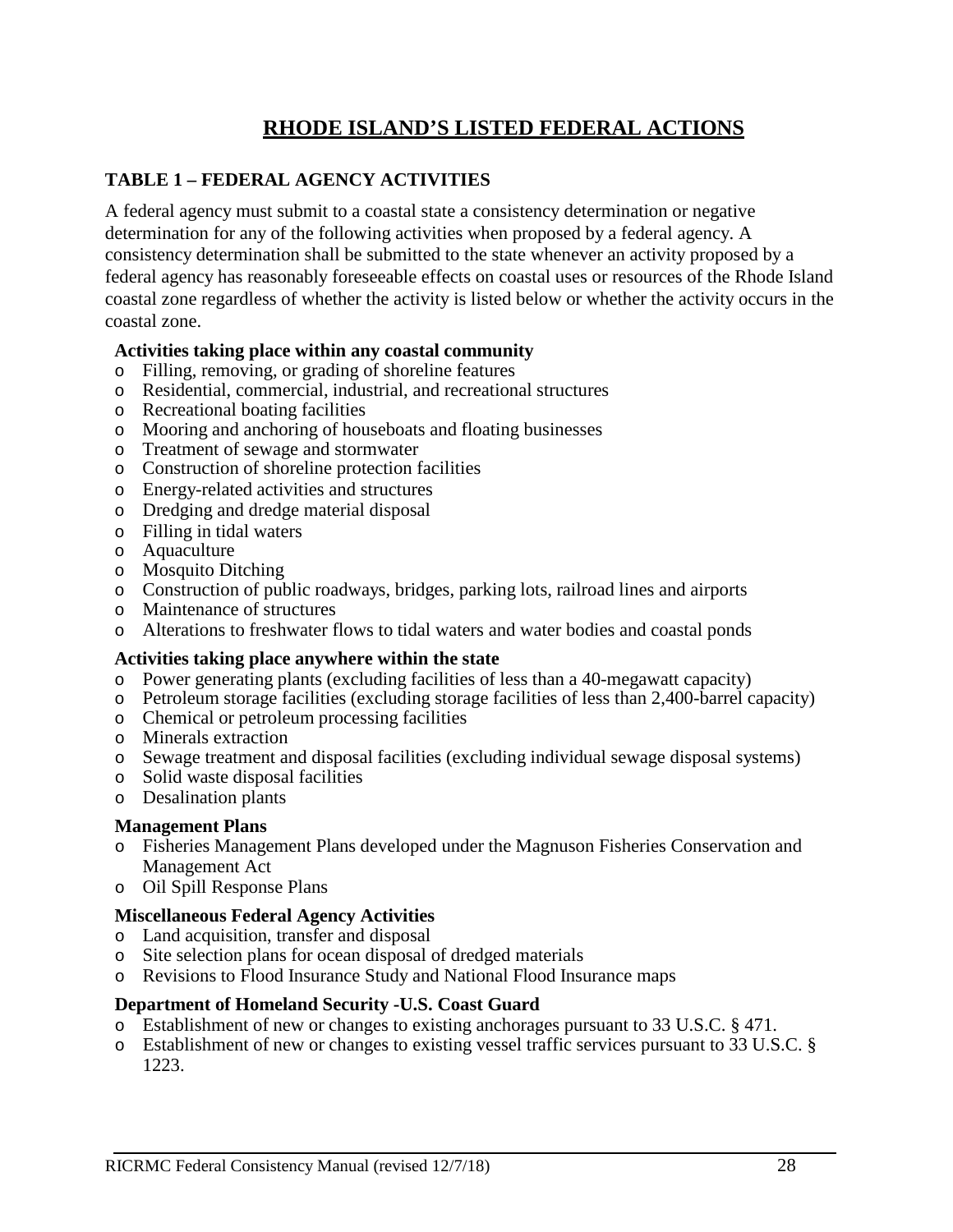# RHODE ISLAND'S LISTED FEDERAL ACTIONS

## TABLE 1 – FEDERAL AGENCY ACTIVITIES

A federal agency must submit to a coastal state a consistency determination or negative determination for any of the following activities when proposed by a federal agency. A consistency determination shall be submitted to the state whenever an activity proposed by a federal agency has reasonably foreseeable effects on coastal uses or resources of the Rhode Island coastal zone regardless of whether the activity is listed below or whether the activity occurs in the coastal zone.

**Activities taking place within any coastal community**

- Filling, removing, or grading of shoreline features
- Residential, commercial, industrial, and recreational structures
- Recreational boating facilities
- Mooring and anchoring of houseboats and floating businesses
- Treatment of sewage and stormwater
- Construction of shoreline protection facilities
- Energy-related activities and structures
- Dredging and dredge material disposal
- Filling in tidal waters
- Aquaculture
- Mosquito Ditching
- Construction of public roadways, bridges, parking lots, railroad lines and airports
- Maintenance of structures
- Alterations to freshwater flows to tidal waters and water bodies and coastal ponds

**Activities taking place anywhere within the state**

- Power generating plants (excluding facilities of less than a 40-megawatt capacity)
- Petroleum storage facilities (excluding storage facilities of less than 2,400-barrel capacity)
- Chemical or petroleum processing facilities
- Minerals extraction
- Sewage treatment and disposal facilities (excluding individual sewage disposal systems)
- Solid waste disposal facilities
- Desalination plants

**Management Plans**

- Fisheries Management Plans developed under the Magnuson Fisheries Conservation and Management Act
- Oil Spill Response Plans

**Miscellaneous Federal Agency Activities**

- Land acquisition, transfer and disposal
- Site selection plans for ocean disposal of dredged materials
- Revisions to Flood Insurance Study and National Flood Insurance maps

**Department of Homeland Security -U.S. Coast Guard**

- Establishment of new or changes to existing anchorages pursuant to 33 U.S.C. § 471.
- Establishment of new or changes to existing vessel traffic services pursuant to 33 U.S.C. § 1223.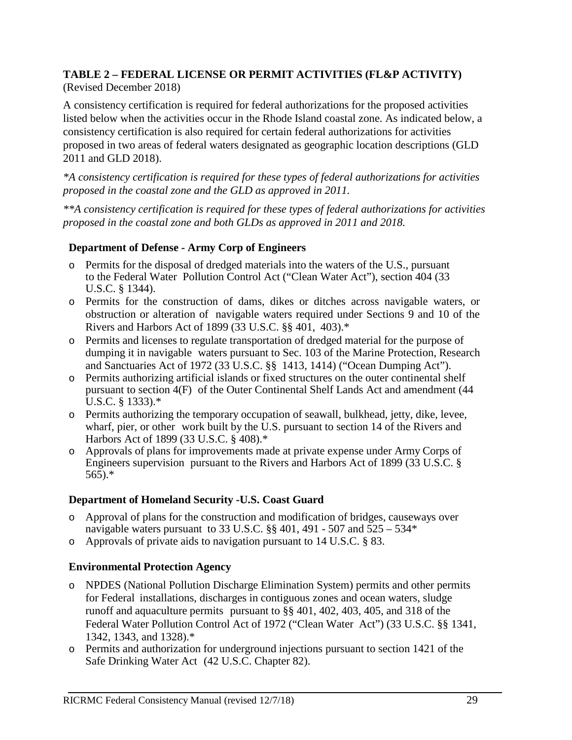## TABLE 2 – FEDERAL LICENSE OR PERMIT ACTIVITIES (FL&P ACTIVITY)

(Revised December 2018)

A consistency certification is required for federal authorizations for the proposed activities listed below when the activities occur in the Rhode Island coastal zone. As indicated below, a consistency certification is also required for certain federal authorizations for activities proposed in two areas of federal waters designated as geographic location descriptions (GLD 2011 and GLD 2018).

*\*A consistency certification is required for these types of federal authorizations for activities proposed in the coastal zone and the GLD as approved in 2011.*

*\*\*A consistency certification is required for these types of federal authorizations for activities proposed in the coastal zone and both GLDs as approved in 2011 and 2018.*

### Department of Defense - Army Corp of Engineers

- Permits for the disposal of dredged materials into the waters of the U.S., pursuant to the Federal Water Pollution Control Act ("Clean Water Act"), section 404 (33 U.S.C. § 1344).
- Permits for the construction of dams, dikes or ditches across navigable waters, or obstruction or alteration of navigable waters required under Sections 9 and 10 of the Rivers and Harbors Act of 1899 (33 U.S.C. §§ 401, 403).*
- Permits and licenses to regulate transportation of dredged material for the purpose of dumping it in navigable waters pursuant to Sec. 103 of the Marine Protection, Research and Sanctuaries Act of 1972 (33 U.S.C. §§ 1413, 1414) ("Ocean Dumping Act").
- Permits authorizing artificial islands or fixed structures on the outer continental shelf pursuant to section 4(F) of the Outer Continental Shelf Lands Act and amendment (44 U.S.C. § 1333).*
- Permits authorizing the temporary occupation of seawall, bulkhead, jetty, dike, levee, wharf, pier, or other work built by the U.S. pursuant to section 14 of the Rivers and Harbors Act of 1899 (33 U.S.C. § 408).*
- Approvals of plans for improvements made at private expense under Army Corps of Engineers supervision pursuant to the Rivers and Harbors Act of 1899 (33 U.S.C. § 565).*

### Department of Homeland Security -U.S. Coast Guard

- Approval of plans for the construction and modification of bridges, causeways over navigable waters pursuant to 33 U.S.C. §§ 401, 491 - 507 and 525 – 534*
- Approvals of private aids to navigation pursuant to 14 U.S.C. § 83.

### Environmental Protection Agency

- NPDES (National Pollution Discharge Elimination System) permits and other permits for Federal installations, discharges in contiguous zones and ocean waters, sludge runoff and aquaculture permits pursuant to §§ 401, 402, 403, 405, and 318 of the Federal Water Pollution Control Act of 1972 ("Clean Water Act") (33 U.S.C. §§ 1341, 1342, 1343, and 1328).*
- Permits and authorization for underground injections pursuant to section 1421 of the Safe Drinking Water Act (42 U.S.C. Chapter 82).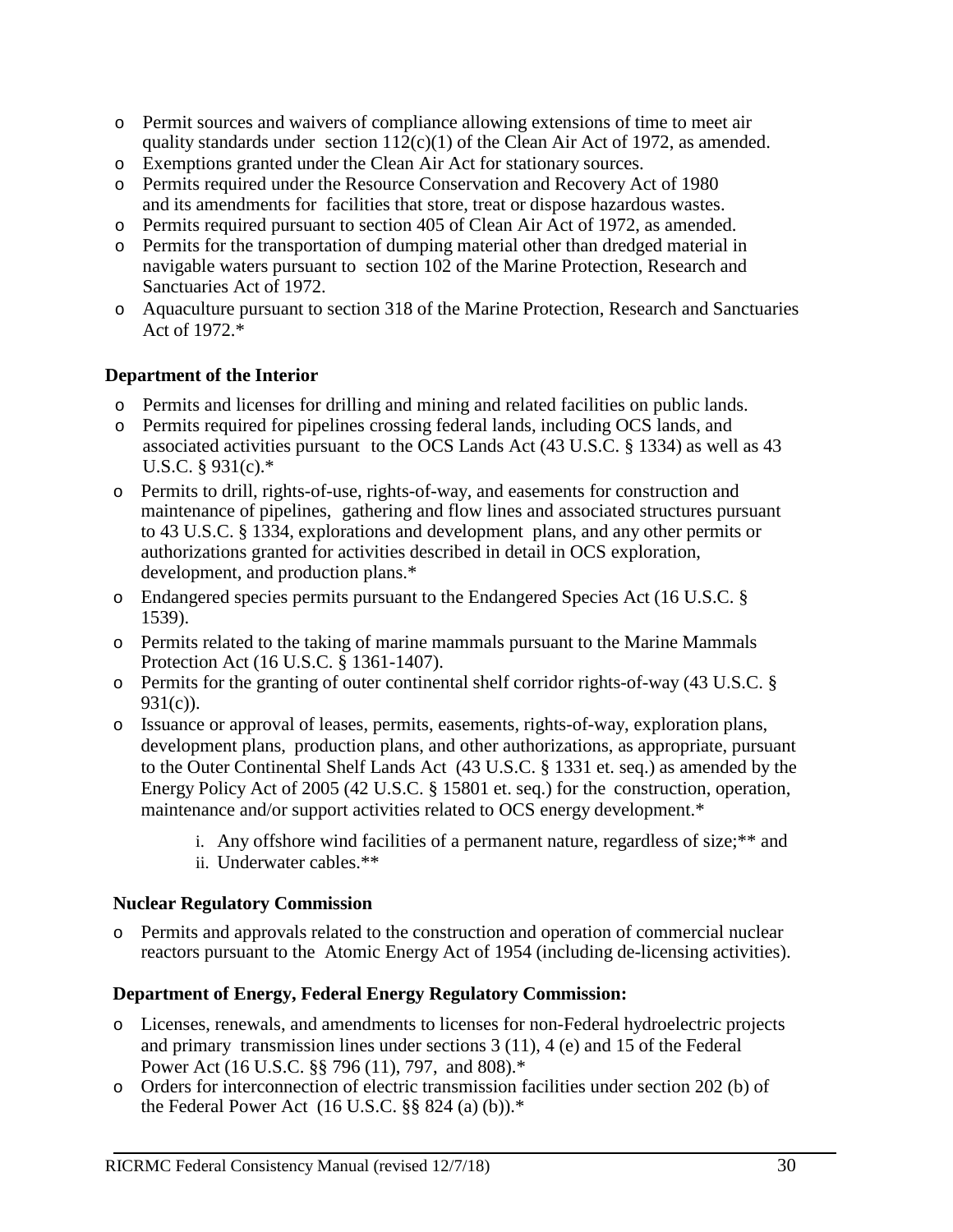- Permit sources and waivers of compliance allowing extensions of time to meet air quality standards under section 112(c)(1) of the Clean Air Act of 1972, as amended.
- Exemptions granted under the Clean Air Act for stationary sources.
- Permits required under the Resource Conservation and Recovery Act of 1980 and its amendments for facilities that store, treat or dispose hazardous wastes.
- Permits required pursuant to section 405 of Clean Air Act of 1972, as amended.
- Permits for the transportation of dumping material other than dredged material in navigable waters pursuant to section 102 of the Marine Protection, Research and Sanctuaries Act of 1972.
- Aquaculture pursuant to section 318 of the Marine Protection, Research and Sanctuaries Act of 1972.*

**Department of the Interior**

- Permits and licenses for drilling and mining and related facilities on public lands.
- Permits required for pipelines crossing federal lands, including OCS lands, and associated activities pursuant to the OCS Lands Act (43 U.S.C. § 1334) as well as 43 U.S.C. § 931(c).*
- Permits to drill, rights-of-use, rights-of-way, and easements for construction and maintenance of pipelines, gathering and flow lines and associated structures pursuant to 43 U.S.C. § 1334, explorations and development plans, and any other permits or authorizations granted for activities described in detail in OCS exploration, development, and production plans.*
- Endangered species permits pursuant to the Endangered Species Act (16 U.S.C. § 1539).
- Permits related to the taking of marine mammals pursuant to the Marine Mammals Protection Act (16 U.S.C. § 1361-1407).
- Permits for the granting of outer continental shelf corridor rights-of-way (43 U.S.C. § 931(c)).
- Issuance or approval of leases, permits, easements, rights-of-way, exploration plans, development plans, production plans, and other authorizations, as appropriate, pursuant to the Outer Continental Shelf Lands Act (43 U.S.C. § 1331 et. seq.) as amended by the Energy Policy Act of 2005 (42 U.S.C. § 15801 et. seq.) for the construction, operation, maintenance and/or support activities related to OCS energy development.*
    1. Any offshore wind facilities of a permanent nature, regardless of size;** and
    2. Underwater cables.**

**Nuclear Regulatory Commission**

- Permits and approvals related to the construction and operation of commercial nuclear reactors pursuant to the Atomic Energy Act of 1954 (including de-licensing activities).

**Department of Energy, Federal Energy Regulatory Commission:**

- Licenses, renewals, and amendments to licenses for non-Federal hydroelectric projects and primary transmission lines under sections 3 (11), 4 (e) and 15 of the Federal Power Act (16 U.S.C. §§ 796 (11), 797, and 808).*
- Orders for interconnection of electric transmission facilities under section 202 (b) of the Federal Power Act (16 U.S.C. §§ 824 (a) (b)).*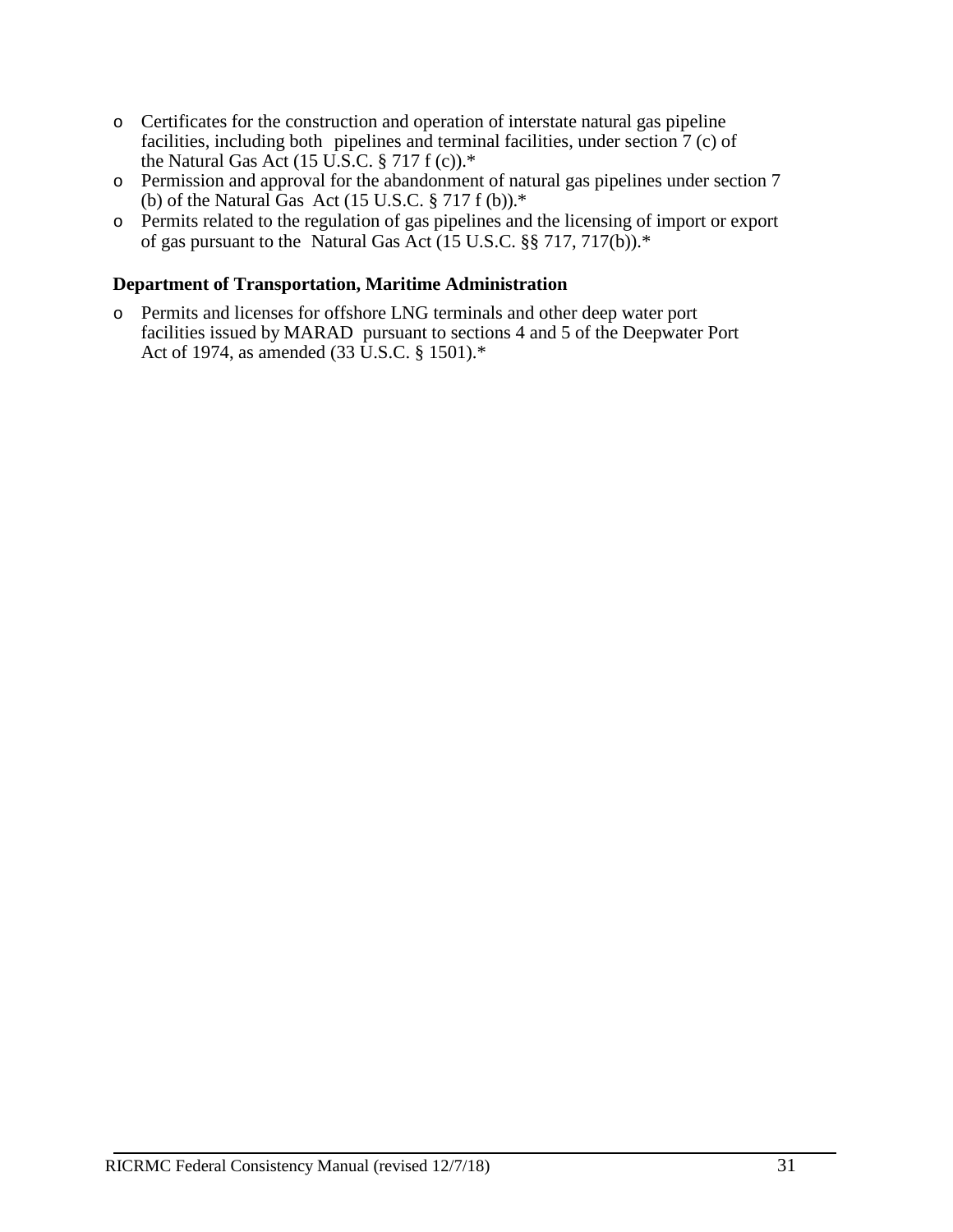- Certificates for the construction and operation of interstate natural gas pipeline facilities, including both pipelines and terminal facilities, under section 7 (c) of the Natural Gas Act (15 U.S.C. § 717 f (c)).*
- Permission and approval for the abandonment of natural gas pipelines under section 7 (b) of the Natural Gas Act (15 U.S.C. § 717 f (b)).*
- Permits related to the regulation of gas pipelines and the licensing of import or export of gas pursuant to the Natural Gas Act (15 U.S.C. §§ 717, 717(b)).*

**Department of Transportation, Maritime Administration**

- Permits and licenses for offshore LNG terminals and other deep water port facilities issued by MARAD pursuant to sections 4 and 5 of the Deepwater Port Act of 1974, as amended (33 U.S.C. § 1501).*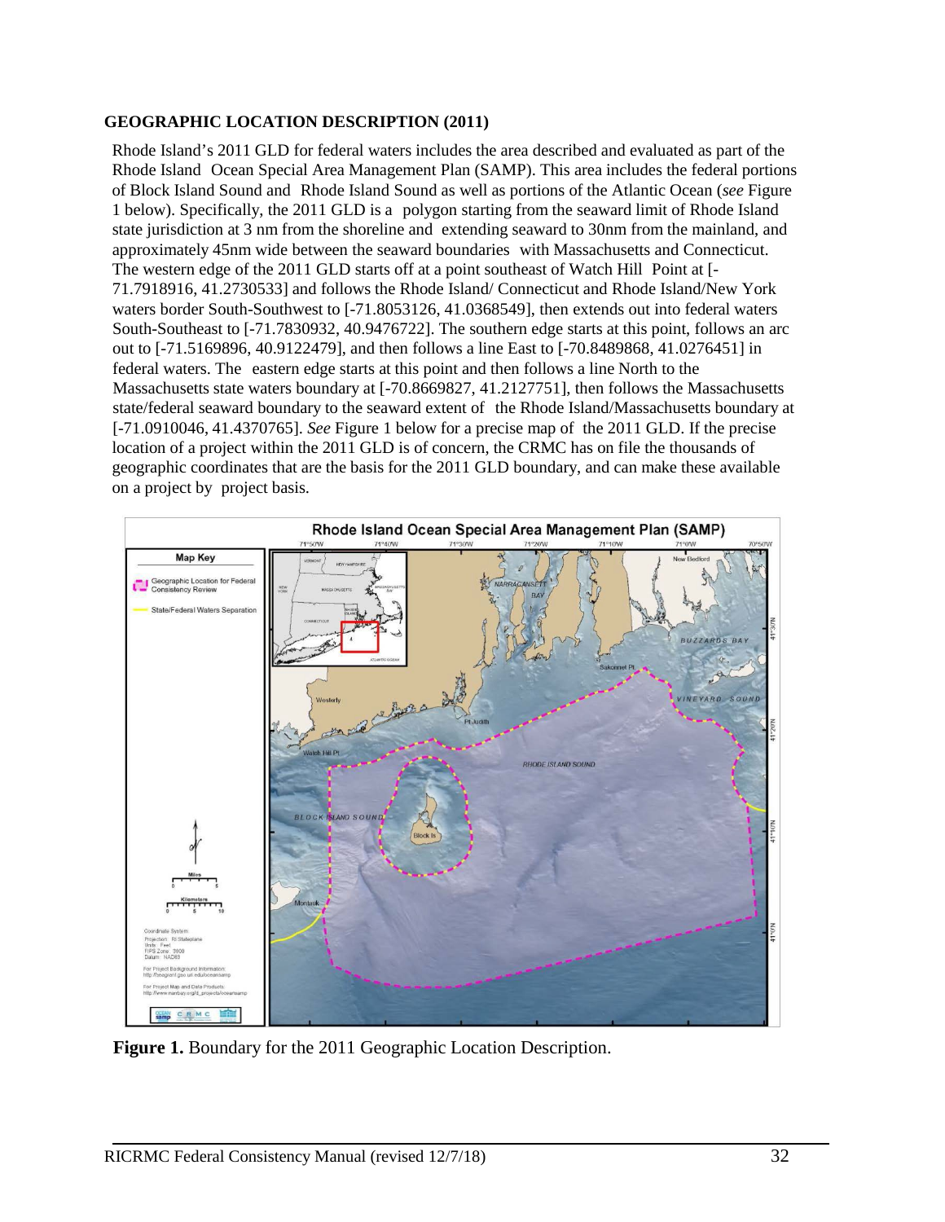**GEOGRAPHIC LOCATION DESCRIPTION (2011)**

Rhode Island's 2011 GLD for federal waters includes the area described and evaluated as part of the Rhode Island Ocean Special Area Management Plan (SAMP). This area includes the federal portions of Block Island Sound and Rhode Island Sound as well as portions of the Atlantic Ocean (*see* Figure 1 below). Specifically, the 2011 GLD is a polygon starting from the seaward limit of Rhode Island state jurisdiction at 3 nm from the shoreline and extending seaward to 30nm from the mainland, and approximately 45nm wide between the seaward boundaries with Massachusetts and Connecticut. The western edge of the 2011 GLD starts off at a point southeast of Watch Hill Point at [-71.7918916, 41.2730533] and follows the Rhode Island/ Connecticut and Rhode Island/New York waters border South-Southwest to [-71.8053126, 41.0368549], then extends out into federal waters South-Southeast to [-71.7830932, 40.9476722]. The southern edge starts at this point, follows an arc out to [-71.5169896, 40.9122479], and then follows a line East to [-70.8489868, 41.0276451] in federal waters. The eastern edge starts at this point and then follows a line North to the Massachusetts state waters boundary at [-70.8669827, 41.2127751], then follows the Massachusetts state/federal seaward boundary to the seaward extent of the Rhode Island/Massachusetts boundary at [-71.0910046, 41.4370765]. *See* Figure 1 below for a precise map of the 2011 GLD. If the precise location of a project within the 2011 GLD is of concern, the CRMC has on file the thousands of geographic coordinates that are the basis for the 2011 GLD boundary, and can make these available on a project by project basis.

**Figure 1.** Boundary for the 2011 Geographic Location Description.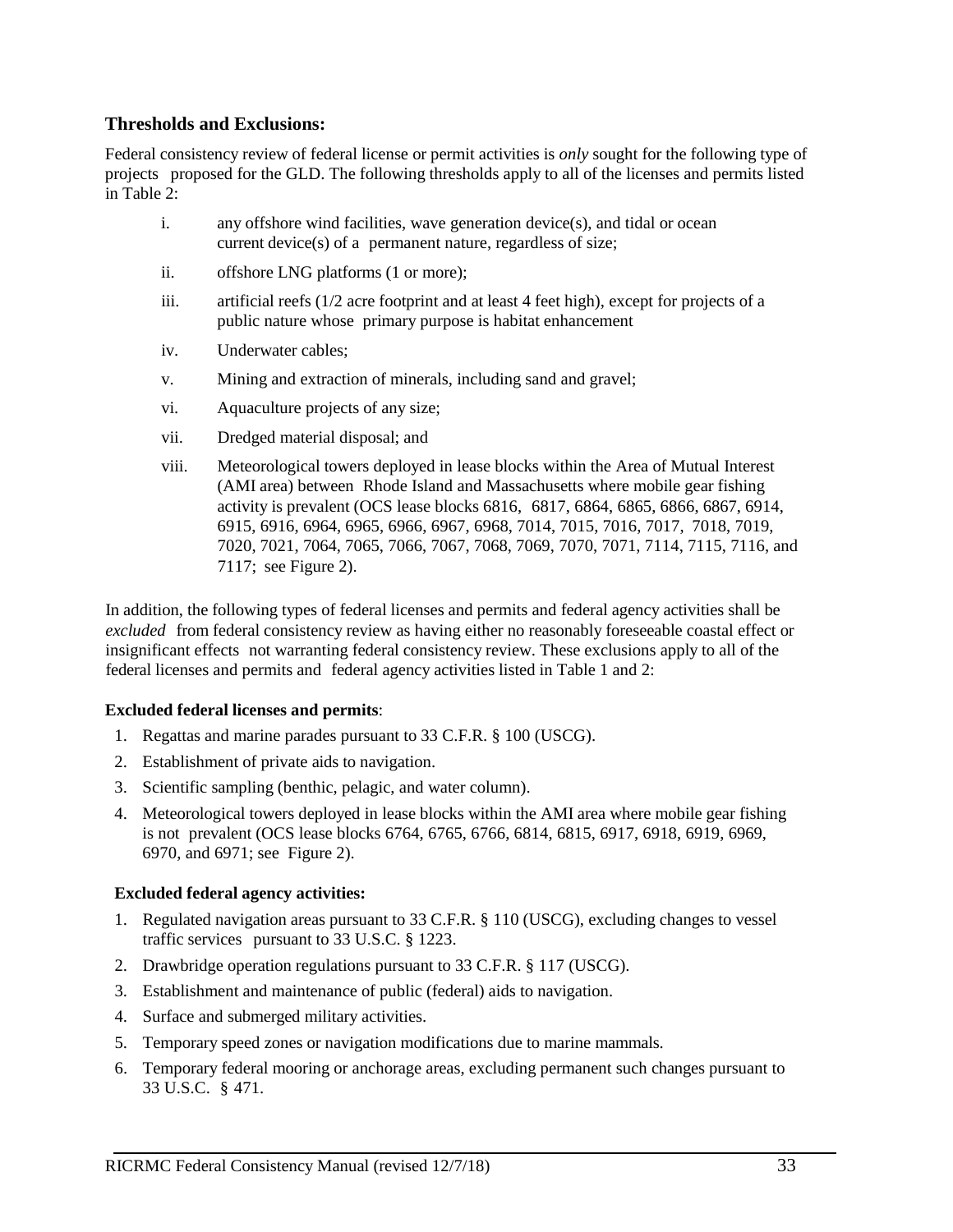### Thresholds and Exclusions:

Federal consistency review of federal license or permit activities is *only* sought for the following type of projects proposed for the GLD. The following thresholds apply to all of the licenses and permits listed in Table 2:

i. any offshore wind facilities, wave generation device(s), and tidal or ocean current device(s) of a permanent nature, regardless of size;

ii. offshore LNG platforms (1 or more);

iii. artificial reefs (1/2 acre footprint and at least 4 feet high), except for projects of a public nature whose primary purpose is habitat enhancement

iv. Underwater cables;

v. Mining and extraction of minerals, including sand and gravel;

vi. Aquaculture projects of any size;

vii. Dredged material disposal; and

viii. Meteorological towers deployed in lease blocks within the Area of Mutual Interest (AMI area) between Rhode Island and Massachusetts where mobile gear fishing activity is prevalent (OCS lease blocks 6816, 6817, 6864, 6865, 6866, 6867, 6914, 6915, 6916, 6964, 6965, 6966, 6967, 6968, 7014, 7015, 7016, 7017, 7018, 7019, 7020, 7021, 7064, 7065, 7066, 7067, 7068, 7069, 7070, 7071, 7114, 7115, 7116, and 7117; see Figure 2).

In addition, the following types of federal licenses and permits and federal agency activities shall be *excluded* from federal consistency review as having either no reasonably foreseeable coastal effect or insignificant effects not warranting federal consistency review. These exclusions apply to all of the federal licenses and permits and federal agency activities listed in Table 1 and 2:

**Excluded federal licenses and permits**:

1. Regattas and marine parades pursuant to 33 C.F.R. § 100 (USCG).
2. Establishment of private aids to navigation.
3. Scientific sampling (benthic, pelagic, and water column).
4. Meteorological towers deployed in lease blocks within the AMI area where mobile gear fishing is not prevalent (OCS lease blocks 6764, 6765, 6766, 6814, 6815, 6917, 6918, 6919, 6969, 6970, and 6971; see Figure 2).

**Excluded federal agency activities:**

1. Regulated navigation areas pursuant to 33 C.F.R. § 110 (USCG), excluding changes to vessel traffic services pursuant to 33 U.S.C. § 1223.
2. Drawbridge operation regulations pursuant to 33 C.F.R. § 117 (USCG).
3. Establishment and maintenance of public (federal) aids to navigation.
4. Surface and submerged military activities.
5. Temporary speed zones or navigation modifications due to marine mammals.
6. Temporary federal mooring or anchorage areas, excluding permanent such changes pursuant to 33 U.S.C. § 471.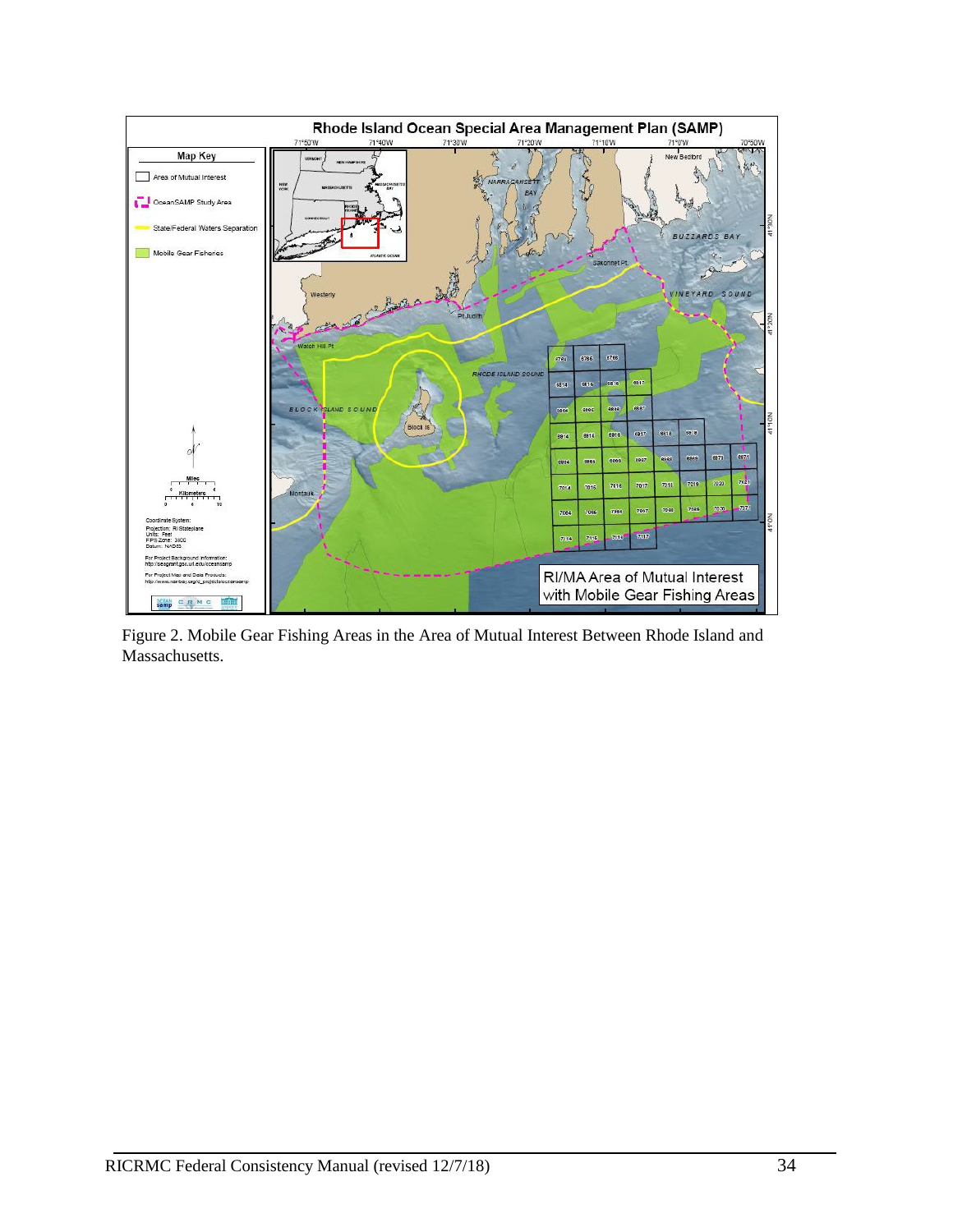Figure 2. Mobile Gear Fishing Areas in the Area of Mutual Interest Between Rhode Island and Massachusetts.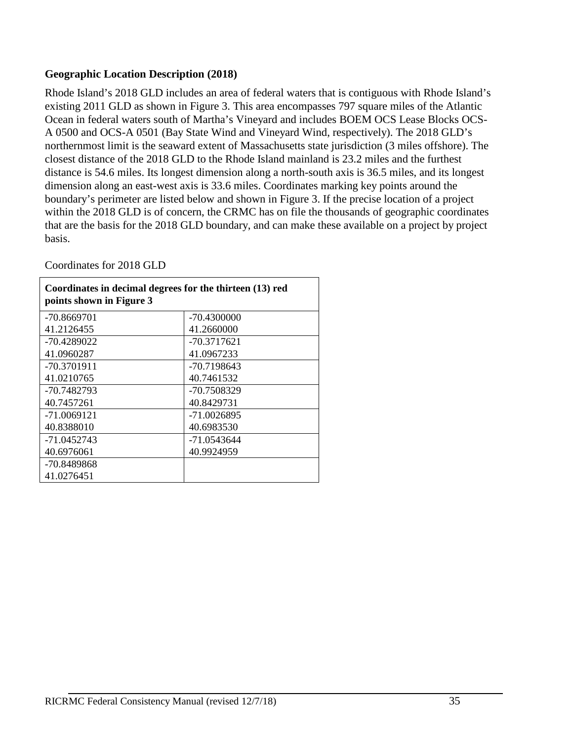**Geographic Location Description (2018)**

Rhode Island's 2018 GLD includes an area of federal waters that is contiguous with Rhode Island's existing 2011 GLD as shown in Figure 3. This area encompasses 797 square miles of the Atlantic Ocean in federal waters south of Martha's Vineyard and includes BOEM OCS Lease Blocks OCS-A 0500 and OCS-A 0501 (Bay State Wind and Vineyard Wind, respectively). The 2018 GLD's northernmost limit is the seaward extent of Massachusetts state jurisdiction (3 miles offshore). The closest distance of the 2018 GLD to the Rhode Island mainland is 23.2 miles and the furthest distance is 54.6 miles. Its longest dimension along a north-south axis is 36.5 miles, and its longest dimension along an east-west axis is 33.6 miles. Coordinates marking key points around the boundary's perimeter are listed below and shown in Figure 3. If the precise location of a project within the 2018 GLD is of concern, the CRMC has on file the thousands of geographic coordinates that are the basis for the 2018 GLD boundary, and can make these available on a project by project basis.

Coordinates for 2018 GLD

| **Coordinates in decimal degrees for the thirteen (13) red points shown in Figure 3** | |
|---|---|
| -70.8669701<br>41.2126455 | -70.4300000<br>41.2660000 |
| -70.4289022<br>41.0960287 | -70.3717621<br>41.0967233 |
| -70.3701911<br>41.0210765 | -70.7198643<br>40.7461532 |
| -70.7482793<br>40.7457261 | -70.7508329<br>40.8429731 |
| -71.0069121<br>40.8388010 | -71.0026895<br>40.6983530 |
| -71.0452743<br>40.6976061 | -71.0543644<br>40.9924959 |
| -70.8489868<br>41.0276451 | |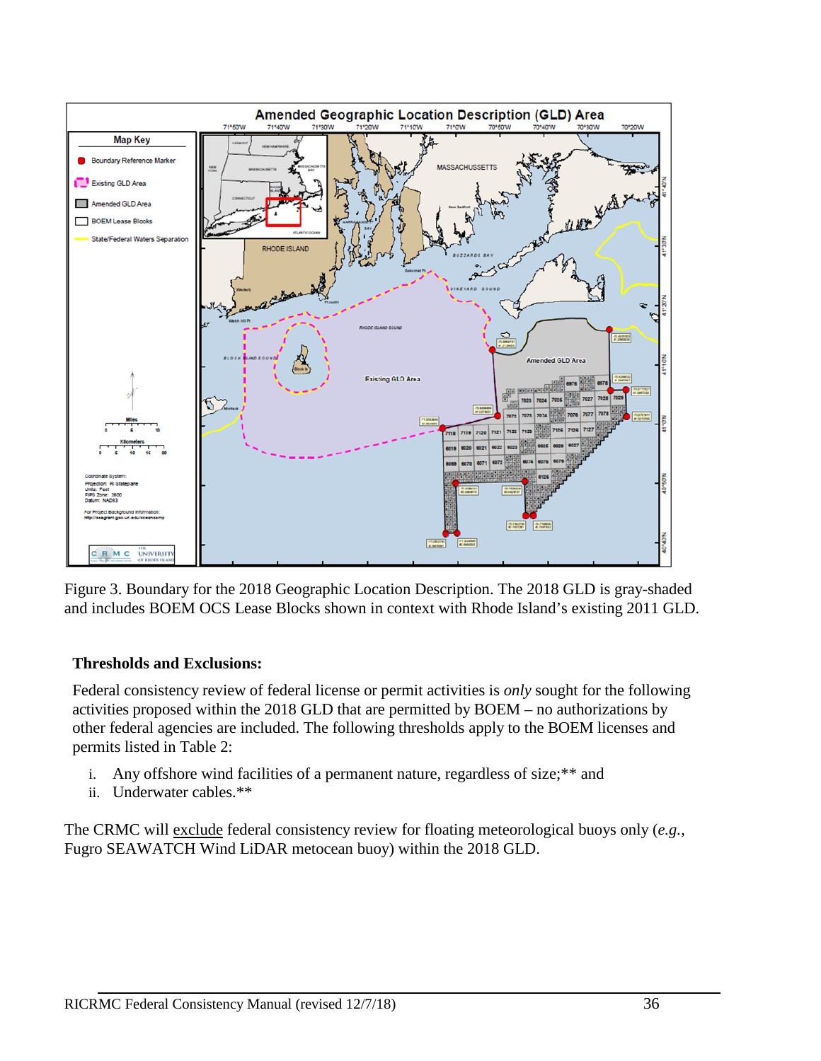Figure 3. Boundary for the 2018 Geographic Location Description. The 2018 GLD is gray-shaded and includes BOEM OCS Lease Blocks shown in context with Rhode Island's existing 2011 GLD.

**Thresholds and Exclusions:**

Federal consistency review of federal license or permit activities is *only* sought for the following activities proposed within the 2018 GLD that are permitted by BOEM – no authorizations by other federal agencies are included. The following thresholds apply to the BOEM licenses and permits listed in Table 2:

i. Any offshore wind facilities of a permanent nature, regardless of size;** and
ii. Underwater cables.**

The CRMC will exclude federal consistency review for floating meteorological buoys only (*e.g.*, Fugro SEAWATCH Wind LiDAR metocean buoy) within the 2018 GLD.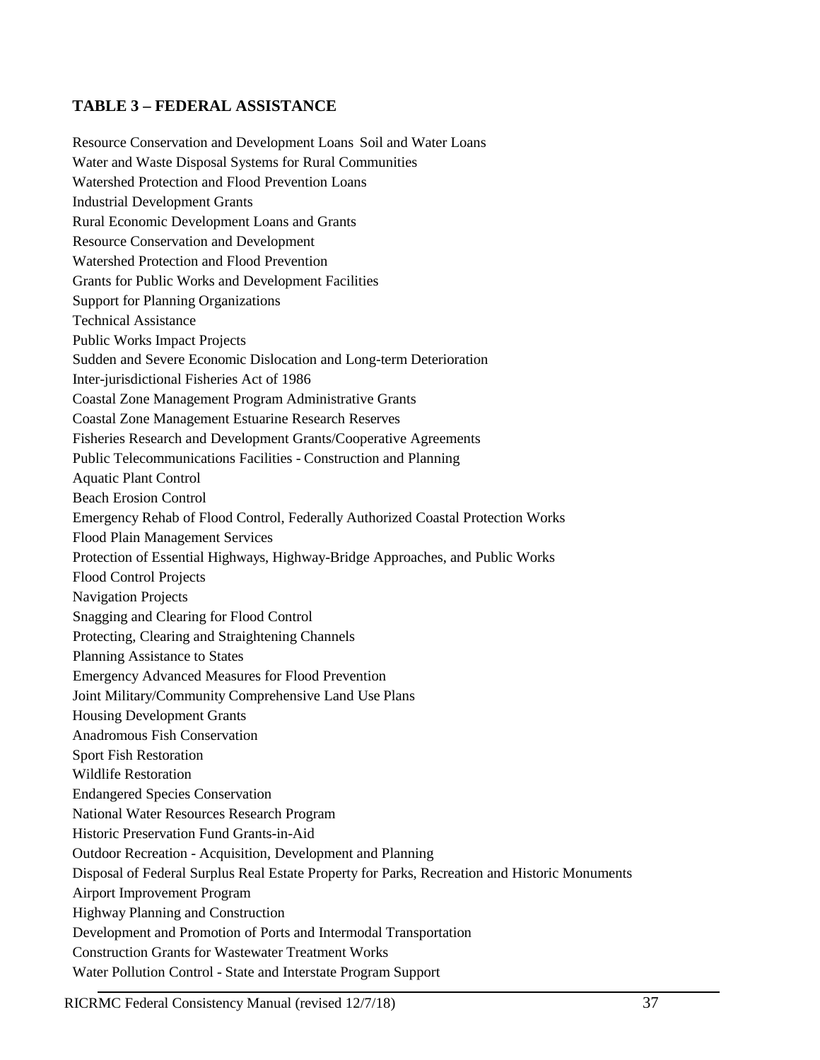### TABLE 3 – FEDERAL ASSISTANCE

Resource Conservation and Development Loans Soil and Water Loans
Water and Waste Disposal Systems for Rural Communities
Watershed Protection and Flood Prevention Loans
Industrial Development Grants
Rural Economic Development Loans and Grants
Resource Conservation and Development
Watershed Protection and Flood Prevention
Grants for Public Works and Development Facilities
Support for Planning Organizations
Technical Assistance
Public Works Impact Projects
Sudden and Severe Economic Dislocation and Long-term Deterioration
Inter-jurisdictional Fisheries Act of 1986
Coastal Zone Management Program Administrative Grants
Coastal Zone Management Estuarine Research Reserves
Fisheries Research and Development Grants/Cooperative Agreements
Public Telecommunications Facilities - Construction and Planning
Aquatic Plant Control
Beach Erosion Control
Emergency Rehab of Flood Control, Federally Authorized Coastal Protection Works
Flood Plain Management Services
Protection of Essential Highways, Highway-Bridge Approaches, and Public Works
Flood Control Projects
Navigation Projects
Snagging and Clearing for Flood Control
Protecting, Clearing and Straightening Channels
Planning Assistance to States
Emergency Advanced Measures for Flood Prevention
Joint Military/Community Comprehensive Land Use Plans
Housing Development Grants
Anadromous Fish Conservation
Sport Fish Restoration
Wildlife Restoration
Endangered Species Conservation
National Water Resources Research Program
Historic Preservation Fund Grants-in-Aid
Outdoor Recreation - Acquisition, Development and Planning
Disposal of Federal Surplus Real Estate Property for Parks, Recreation and Historic Monuments
Airport Improvement Program
Highway Planning and Construction
Development and Promotion of Ports and Intermodal Transportation
Construction Grants for Wastewater Treatment Works
Water Pollution Control - State and Interstate Program Support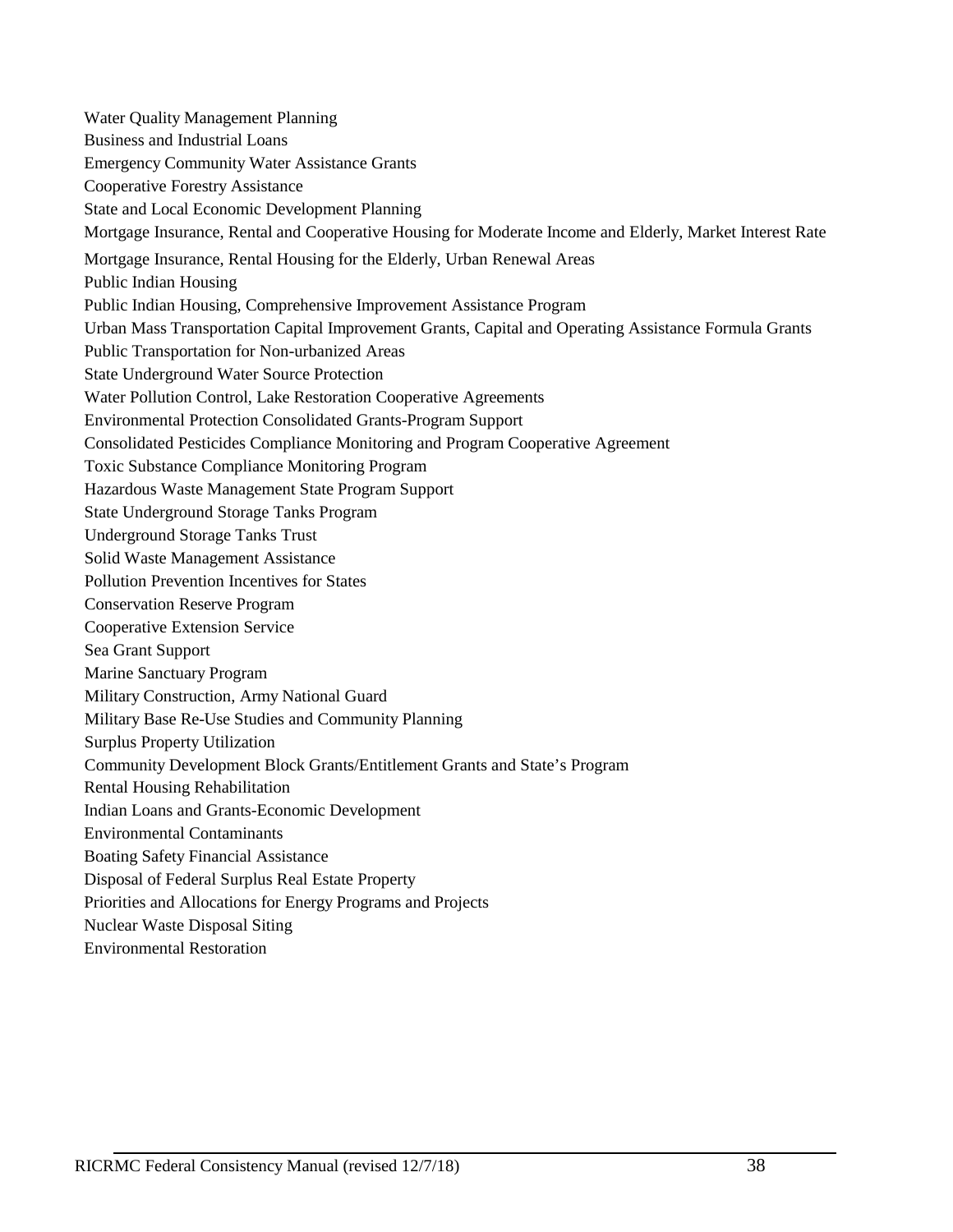Water Quality Management Planning

Business and Industrial Loans

Emergency Community Water Assistance Grants

Cooperative Forestry Assistance

State and Local Economic Development Planning

Mortgage Insurance, Rental and Cooperative Housing for Moderate Income and Elderly, Market Interest Rate

Mortgage Insurance, Rental Housing for the Elderly, Urban Renewal Areas

Public Indian Housing

Public Indian Housing, Comprehensive Improvement Assistance Program

Urban Mass Transportation Capital Improvement Grants, Capital and Operating Assistance Formula Grants

Public Transportation for Non-urbanized Areas

State Underground Water Source Protection

Water Pollution Control, Lake Restoration Cooperative Agreements

Environmental Protection Consolidated Grants-Program Support

Consolidated Pesticides Compliance Monitoring and Program Cooperative Agreement

Toxic Substance Compliance Monitoring Program

Hazardous Waste Management State Program Support

State Underground Storage Tanks Program

Underground Storage Tanks Trust

Solid Waste Management Assistance

Pollution Prevention Incentives for States

Conservation Reserve Program

Cooperative Extension Service

Sea Grant Support

Marine Sanctuary Program

Military Construction, Army National Guard

Military Base Re-Use Studies and Community Planning

Surplus Property Utilization

Community Development Block Grants/Entitlement Grants and State's Program

Rental Housing Rehabilitation

Indian Loans and Grants-Economic Development

Environmental Contaminants

Boating Safety Financial Assistance

Disposal of Federal Surplus Real Estate Property

Priorities and Allocations for Energy Programs and Projects

Nuclear Waste Disposal Siting

Environmental Restoration